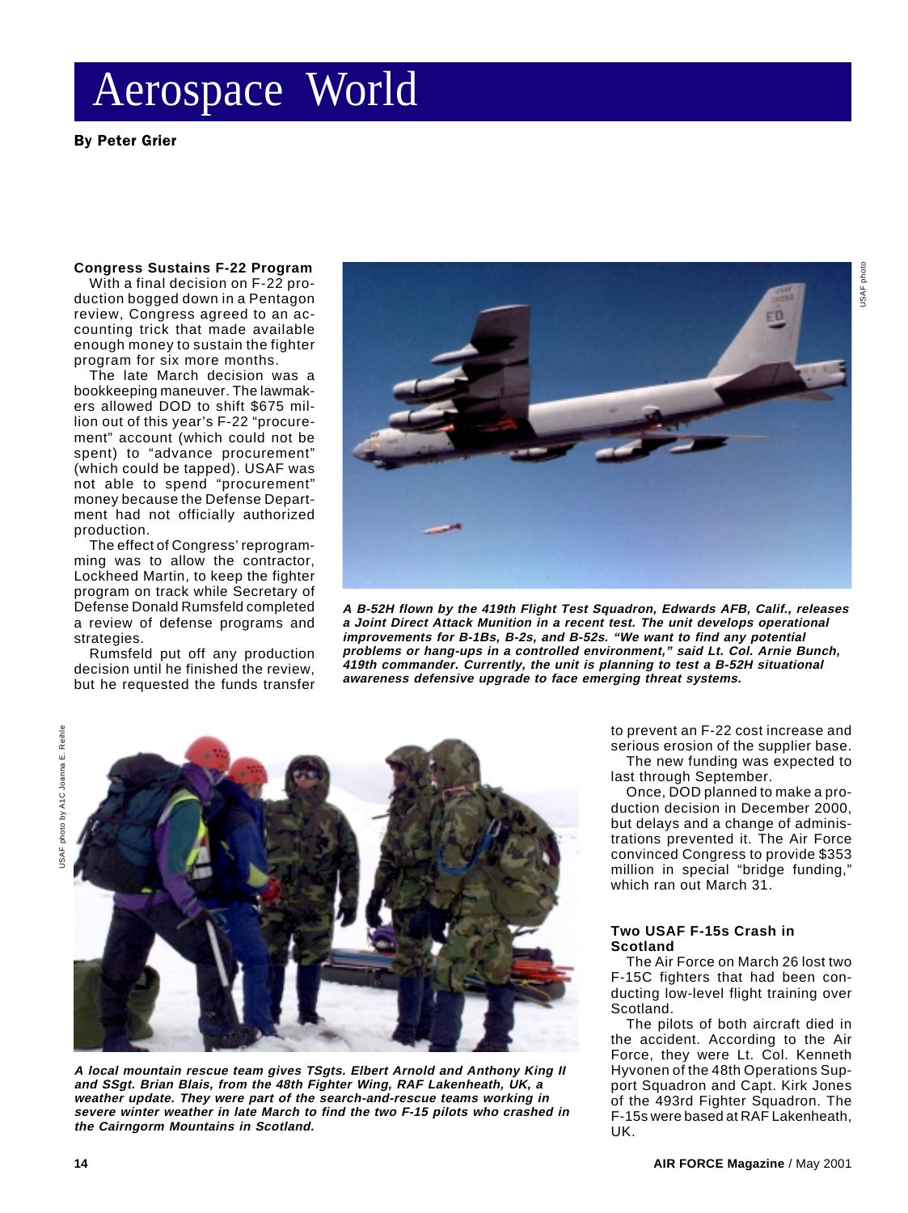# Aerospace World

**By Peter Grier**

### Congress Sustains F-22 Program

With a final decision on F-22 production bogged down in a Pentagon review, Congress agreed to an accounting trick that made available enough money to sustain the fighter program for six more months.

The late March decision was a bookkeeping maneuver. The lawmakers allowed DOD to shift $675 million out of this year's F-22 "procurement" account (which could not be spent) to "advance procurement" (which could be tapped). USAF was not able to spend "procurement" money because the Defense Department had not officially authorized production.

The effect of Congress' reprogramming was to allow the contractor, Lockheed Martin, to keep the fighter program on track while Secretary of Defense Donald Rumsfeld completed a review of defense programs and strategies.

Rumsfeld put off any production decision until he finished the review, but he requested the funds transfer to prevent an F-22 cost increase and serious erosion of the supplier base.

The new funding was expected to last through September.

Once, DOD planned to make a production decision in December 2000, but delays and a change of administrations prevented it. The Air Force convinced Congress to provide $353 million in special "bridge funding," which ran out March 31.

USAF photo

***A B-52H flown by the 419th Flight Test Squadron, Edwards AFB, Calif., releases a Joint Direct Attack Munition in a recent test. The unit develops operational improvements for B-1Bs, B-2s, and B-52s. "We want to find any potential problems or hang-ups in a controlled environment," said Lt. Col. Arnie Bunch, 419th commander. Currently, the unit is planning to test a B-52H situational awareness defensive upgrade to face emerging threat systems.***

USAF photo by A1C Joanna E. Reihle

***A local mountain rescue team gives TSgts. Elbert Arnold and Anthony King II and SSgt. Brian Blais, from the 48th Fighter Wing, RAF Lakenheath, UK, a weather update. They were part of the search-and-rescue teams working in severe winter weather in late March to find the two F-15 pilots who crashed in the Cairngorm Mountains in Scotland.***

### Two USAF F-15s Crash in Scotland

The Air Force on March 26 lost two F-15C fighters that had been conducting low-level flight training over Scotland.

The pilots of both aircraft died in the accident. According to the Air Force, they were Lt. Col. Kenneth Hyvonen of the 48th Operations Support Squadron and Capt. Kirk Jones of the 493rd Fighter Squadron. The F-15s were based at RAF Lakenheath, UK.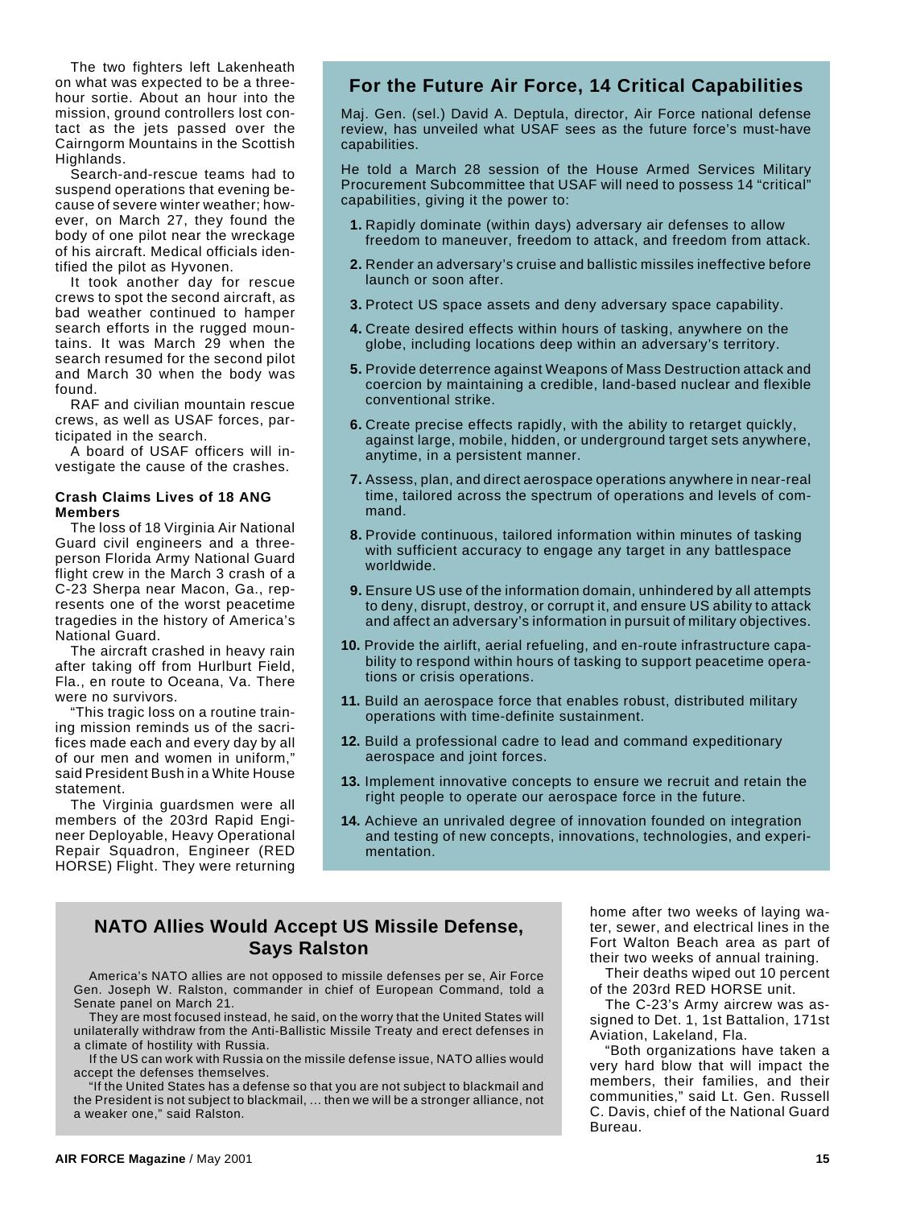The two fighters left Lakenheath on what was expected to be a three-hour sortie. About an hour into the mission, ground controllers lost contact as the jets passed over the Cairngorm Mountains in the Scottish Highlands.

Search-and-rescue teams had to suspend operations that evening because of severe winter weather; however, on March 27, they found the body of one pilot near the wreckage of his aircraft. Medical officials identified the pilot as Hyvonen.

It took another day for rescue crews to spot the second aircraft, as bad weather continued to hamper search efforts in the rugged mountains. It was March 29 when the search resumed for the second pilot and March 30 when the body was found.

RAF and civilian mountain rescue crews, as well as USAF forces, participated in the search.

A board of USAF officers will investigate the cause of the crashes.

### Crash Claims Lives of 18 ANG Members

The loss of 18 Virginia Air National Guard civil engineers and a three-person Florida Army National Guard flight crew in the March 3 crash of a C-23 Sherpa near Macon, Ga., represents one of the worst peacetime tragedies in the history of America's National Guard.

The aircraft crashed in heavy rain after taking off from Hurlburt Field, Fla., en route to Oceana, Va. There were no survivors.

"This tragic loss on a routine training mission reminds us of the sacrifices made each and every day by all of our men and women in uniform," said President Bush in a White House statement.

The Virginia guardsmen were all members of the 203rd Rapid Engineer Deployable, Heavy Operational Repair Squadron, Engineer (RED HORSE) Flight. They were returning home after two weeks of laying water, sewer, and electrical lines in the Fort Walton Beach area as part of their two weeks of annual training.

Their deaths wiped out 10 percent of the 203rd RED HORSE unit.

The C-23's Army aircrew was assigned to Det. 1, 1st Battalion, 171st Aviation, Lakeland, Fla.

"Both organizations have taken a very hard blow that will impact the members, their families, and their communities," said Lt. Gen. Russell C. Davis, chief of the National Guard Bureau.

## For the Future Air Force, 14 Critical Capabilities

Maj. Gen. (sel.) David A. Deptula, director, Air Force national defense review, has unveiled what USAF sees as the future force's must-have capabilities.

He told a March 28 session of the House Armed Services Military Procurement Subcommittee that USAF will need to possess 14 "critical" capabilities, giving it the power to:

1. Rapidly dominate (within days) adversary air defenses to allow freedom to maneuver, freedom to attack, and freedom from attack.
2. Render an adversary's cruise and ballistic missiles ineffective before launch or soon after.
3. Protect US space assets and deny adversary space capability.
4. Create desired effects within hours of tasking, anywhere on the globe, including locations deep within an adversary's territory.
5. Provide deterrence against Weapons of Mass Destruction attack and coercion by maintaining a credible, land-based nuclear and flexible conventional strike.
6. Create precise effects rapidly, with the ability to retarget quickly, against large, mobile, hidden, or underground target sets anywhere, anytime, in a persistent manner.
7. Assess, plan, and direct aerospace operations anywhere in near-real time, tailored across the spectrum of operations and levels of command.
8. Provide continuous, tailored information within minutes of tasking with sufficient accuracy to engage any target in any battlespace worldwide.
9. Ensure US use of the information domain, unhindered by all attempts to deny, disrupt, destroy, or corrupt it, and ensure US ability to attack and affect an adversary's information in pursuit of military objectives.
10. Provide the airlift, aerial refueling, and en-route infrastructure capability to respond within hours of tasking to support peacetime operations or crisis operations.
11. Build an aerospace force that enables robust, distributed military operations with time-definite sustainment.
12. Build a professional cadre to lead and command expeditionary aerospace and joint forces.
13. Implement innovative concepts to ensure we recruit and retain the right people to operate our aerospace force in the future.
14. Achieve an unrivaled degree of innovation founded on integration and testing of new concepts, innovations, technologies, and experimentation.

## NATO Allies Would Accept US Missile Defense, Says Ralston

America's NATO allies are not opposed to missile defenses per se, Air Force Gen. Joseph W. Ralston, commander in chief of European Command, told a Senate panel on March 21.

They are most focused instead, he said, on the worry that the United States will unilaterally withdraw from the Anti-Ballistic Missile Treaty and erect defenses in a climate of hostility with Russia.

If the US can work with Russia on the missile defense issue, NATO allies would accept the defenses themselves.

"If the United States has a defense so that you are not subject to blackmail and the President is not subject to blackmail, ... then we will be a stronger alliance, not a weaker one," said Ralston.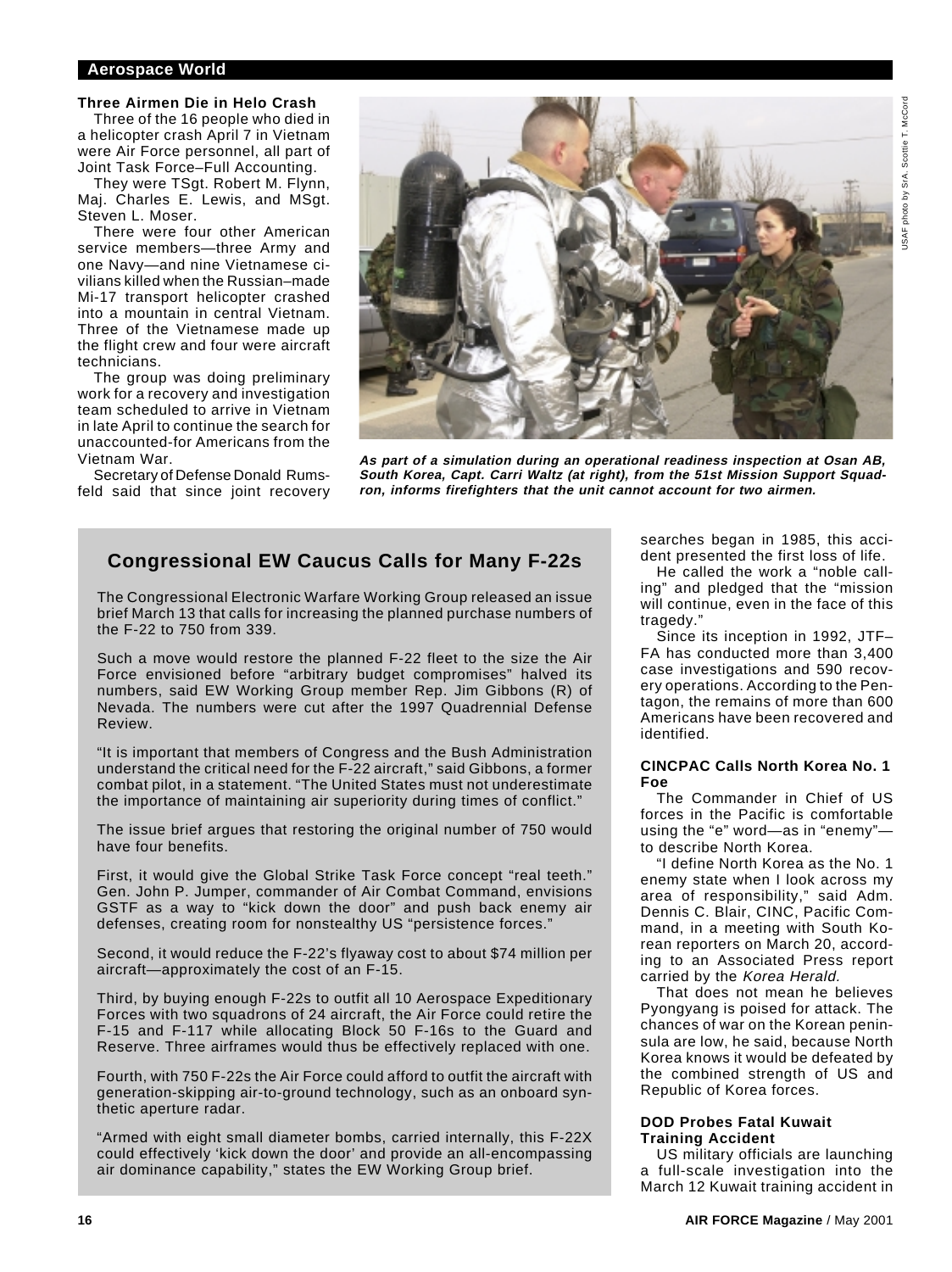## Aerospace World

### Three Airmen Die in Helo Crash

Three of the 16 people who died in a helicopter crash April 7 in Vietnam were Air Force personnel, all part of Joint Task Force–Full Accounting.

They were TSgt. Robert M. Flynn, Maj. Charles E. Lewis, and MSgt. Steven L. Moser.

There were four other American service members—three Army and one Navy—and nine Vietnamese civilians killed when the Russian–made Mi-17 transport helicopter crashed into a mountain in central Vietnam. Three of the Vietnamese made up the flight crew and four were aircraft technicians.

The group was doing preliminary work for a recovery and investigation team scheduled to arrive in Vietnam in late April to continue the search for unaccounted-for Americans from the Vietnam War.

Secretary of Defense Donald Rumsfeld said that since joint recovery searches began in 1985, this accident presented the first loss of life.

He called the work a "noble calling" and pledged that the "mission will continue, even in the face of this tragedy."

Since its inception in 1992, JTF–FA has conducted more than 3,400 case investigations and 590 recovery operations. According to the Pentagon, the remains of more than 600 Americans have been recovered and identified.

USAF photo by SrA. Scottie T. McCord

***As part of a simulation during an operational readiness inspection at Osan AB, South Korea, Capt. Carri Waltz (at right), from the 51st Mission Support Squadron, informs firefighters that the unit cannot account for two airmen.***

### Congressional EW Caucus Calls for Many F-22s

The Congressional Electronic Warfare Working Group released an issue brief March 13 that calls for increasing the planned purchase numbers of the F-22 to 750 from 339.

Such a move would restore the planned F-22 fleet to the size the Air Force envisioned before "arbitrary budget compromises" halved its numbers, said EW Working Group member Rep. Jim Gibbons (R) of Nevada. The numbers were cut after the 1997 Quadrennial Defense Review.

"It is important that members of Congress and the Bush Administration understand the critical need for the F-22 aircraft," said Gibbons, a former combat pilot, in a statement. "The United States must not underestimate the importance of maintaining air superiority during times of conflict."

The issue brief argues that restoring the original number of 750 would have four benefits.

First, it would give the Global Strike Task Force concept "real teeth." Gen. John P. Jumper, commander of Air Combat Command, envisions GSTF as a way to "kick down the door" and push back enemy air defenses, creating room for nonstealthy US "persistence forces."

Second, it would reduce the F-22's flyaway cost to about $74 million per aircraft—approximately the cost of an F-15.

Third, by buying enough F-22s to outfit all 10 Aerospace Expeditionary Forces with two squadrons of 24 aircraft, the Air Force could retire the F-15 and F-117 while allocating Block 50 F-16s to the Guard and Reserve. Three airframes would thus be effectively replaced with one.

Fourth, with 750 F-22s the Air Force could afford to outfit the aircraft with generation-skipping air-to-ground technology, such as an onboard synthetic aperture radar.

"Armed with eight small diameter bombs, carried internally, this F-22X could effectively 'kick down the door' and provide an all-encompassing air dominance capability," states the EW Working Group brief.

### CINCPAC Calls North Korea No. 1 Foe

The Commander in Chief of US forces in the Pacific is comfortable using the "e" word—as in "enemy"—to describe North Korea.

"I define North Korea as the No. 1 enemy state when I look across my area of responsibility," said Adm. Dennis C. Blair, CINC, Pacific Command, in a meeting with South Korean reporters on March 20, according to an Associated Press report carried by the *Korea Herald.*

That does not mean he believes Pyongyang is poised for attack. The chances of war on the Korean peninsula are low, he said, because North Korea knows it would be defeated by the combined strength of US and Republic of Korea forces.

### DOD Probes Fatal Kuwait Training Accident

US military officials are launching a full-scale investigation into the March 12 Kuwait training accident in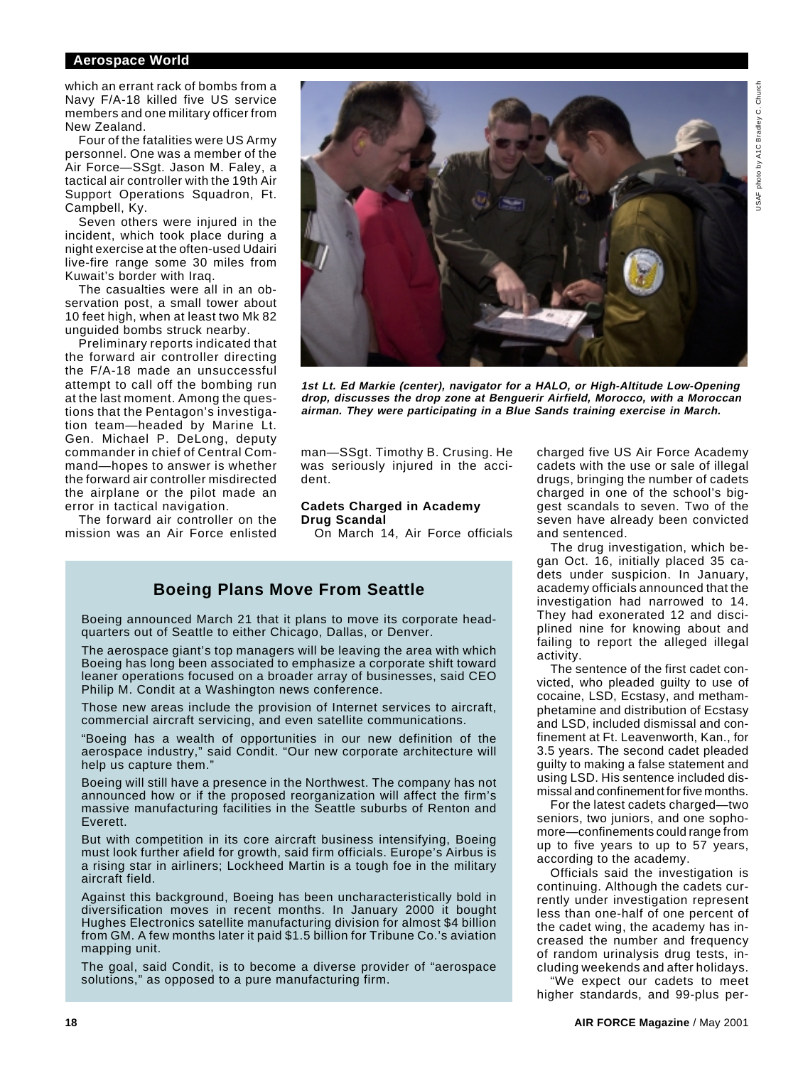which an errant rack of bombs from a Navy F/A-18 killed five US service members and one military officer from New Zealand.

Four of the fatalities were US Army personnel. One was a member of the Air Force—SSgt. Jason M. Faley, a tactical air controller with the 19th Air Support Operations Squadron, Ft. Campbell, Ky.

Seven others were injured in the incident, which took place during a night exercise at the often-used Udairi live-fire range some 30 miles from Kuwait's border with Iraq.

The casualties were all in an observation post, a small tower about 10 feet high, when at least two Mk 82 unguided bombs struck nearby.

Preliminary reports indicated that the forward air controller directing the F/A-18 made an unsuccessful attempt to call off the bombing run at the last moment. Among the questions that the Pentagon's investigation team—headed by Marine Lt. Gen. Michael P. DeLong, deputy commander in chief of Central Command—hopes to answer is whether the forward air controller misdirected the airplane or the pilot made an error in tactical navigation.

The forward air controller on the mission was an Air Force enlisted man—SSgt. Timothy B. Crusing. He was seriously injured in the accident.

USAF photo by A1C Bradley C. Church

***1st Lt. Ed Markie (center), navigator for a HALO, or High-Altitude Low-Opening drop, discusses the drop zone at Benguerir Airfield, Morocco, with a Moroccan airman. They were participating in a Blue Sands training exercise in March.***

### Cadets Charged in Academy Drug Scandal

On March 14, Air Force officials charged five US Air Force Academy cadets with the use or sale of illegal drugs, bringing the number of cadets charged in one of the school's biggest scandals to seven. Two of the seven have already been convicted and sentenced.

The drug investigation, which began Oct. 16, initially placed 35 cadets under suspicion. In January, academy officials announced that the investigation had narrowed to 14. They had exonerated 12 and disciplined nine for knowing about and failing to report the alleged illegal activity.

The sentence of the first cadet convicted, who pleaded guilty to use of cocaine, LSD, Ecstasy, and methamphetamine and distribution of Ecstasy and LSD, included dismissal and confinement at Ft. Leavenworth, Kan., for 3.5 years. The second cadet pleaded guilty to making a false statement and using LSD. His sentence included dismissal and confinement for five months.

For the latest cadets charged—two seniors, two juniors, and one sophomore—confinements could range from up to five years to up to 57 years, according to the academy.

Officials said the investigation is continuing. Although the cadets currently under investigation represent less than one-half of one percent of the cadet wing, the academy has increased the number and frequency of random urinalysis drug tests, including weekends and after holidays.

"We expect our cadets to meet higher standards, and 99-plus per-

## Boeing Plans Move From Seattle

Boeing announced March 21 that it plans to move its corporate headquarters out of Seattle to either Chicago, Dallas, or Denver.

The aerospace giant's top managers will be leaving the area with which Boeing has long been associated to emphasize a corporate shift toward leaner operations focused on a broader array of businesses, said CEO Philip M. Condit at a Washington news conference.

Those new areas include the provision of Internet services to aircraft, commercial aircraft servicing, and even satellite communications.

"Boeing has a wealth of opportunities in our new definition of the aerospace industry," said Condit. "Our new corporate architecture will help us capture them."

Boeing will still have a presence in the Northwest. The company has not announced how or if the proposed reorganization will affect the firm's massive manufacturing facilities in the Seattle suburbs of Renton and Everett.

But with competition in its core aircraft business intensifying, Boeing must look further afield for growth, said firm officials. Europe's Airbus is a rising star in airliners; Lockheed Martin is a tough foe in the military aircraft field.

Against this background, Boeing has been uncharacteristically bold in diversification moves in recent months. In January 2000 it bought Hughes Electronics satellite manufacturing division for almost $4 billion from GM. A few months later it paid $1.5 billion for Tribune Co.'s aviation mapping unit.

The goal, said Condit, is to become a diverse provider of "aerospace solutions," as opposed to a pure manufacturing firm.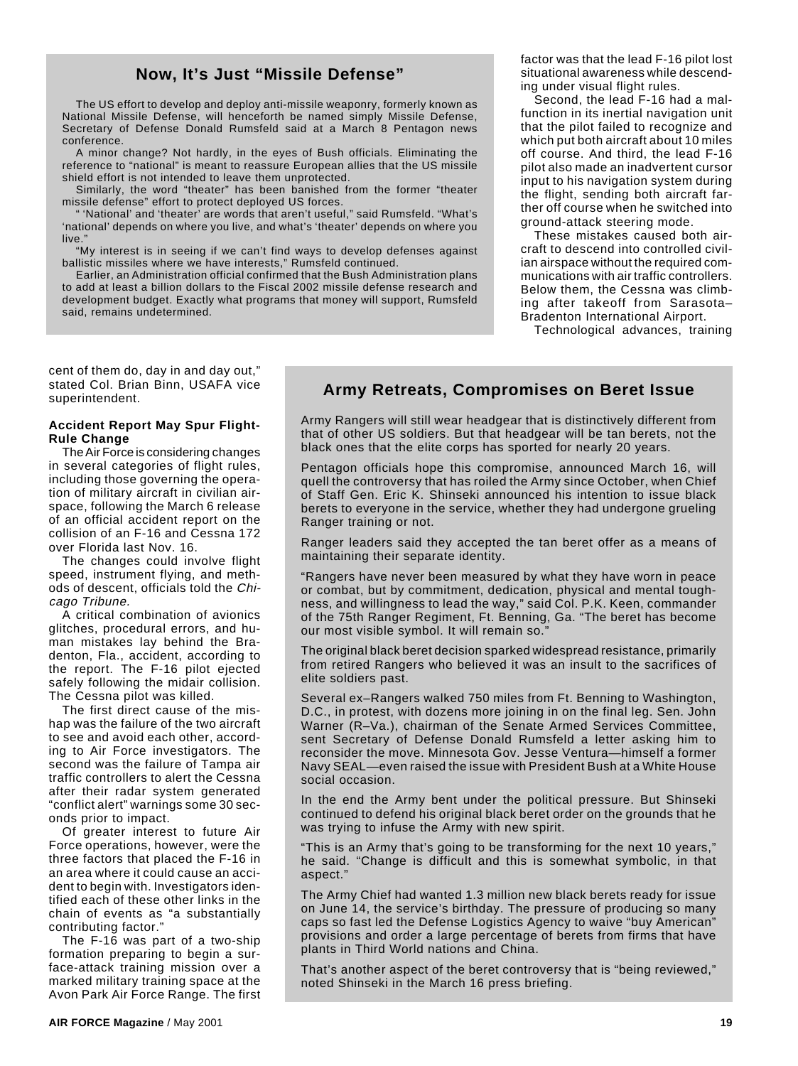## Now, It's Just "Missile Defense"

The US effort to develop and deploy anti-missile weaponry, formerly known as National Missile Defense, will henceforth be named simply Missile Defense, Secretary of Defense Donald Rumsfeld said at a March 8 Pentagon news conference.

A minor change? Not hardly, in the eyes of Bush officials. Eliminating the reference to "national" is meant to reassure European allies that the US missile shield effort is not intended to leave them unprotected.

Similarly, the word "theater" has been banished from the former "theater missile defense" effort to protect deployed US forces.

" 'National' and 'theater' are words that aren't useful," said Rumsfeld. "What's 'national' depends on where you live, and what's 'theater' depends on where you live."

"My interest is in seeing if we can't find ways to develop defenses against ballistic missiles where we have interests," Rumsfeld continued.

Earlier, an Administration official confirmed that the Bush Administration plans to add at least a billion dollars to the Fiscal 2002 missile defense research and development budget. Exactly what programs that money will support, Rumsfeld said, remains undetermined.

cent of them do, day in and day out," stated Col. Brian Binn, USAFA vice superintendent.

**Accident Report May Spur Flight-Rule Change**

The Air Force is considering changes in several categories of flight rules, including those governing the operation of military aircraft in civilian airspace, following the March 6 release of an official accident report on the collision of an F-16 and Cessna 172 over Florida last Nov. 16.

The changes could involve flight speed, instrument flying, and methods of descent, officials told the *Chicago Tribune.*

A critical combination of avionics glitches, procedural errors, and human mistakes lay behind the Bradenton, Fla., accident, according to the report. The F-16 pilot ejected safely following the midair collision. The Cessna pilot was killed.

The first direct cause of the mishap was the failure of the two aircraft to see and avoid each other, according to Air Force investigators. The second was the failure of Tampa air traffic controllers to alert the Cessna after their radar system generated "conflict alert" warnings some 30 seconds prior to impact.

Of greater interest to future Air Force operations, however, were the three factors that placed the F-16 in an area where it could cause an accident to begin with. Investigators identified each of these other links in the chain of events as "a substantially contributing factor."

The F-16 was part of a two-ship formation preparing to begin a surface-attack training mission over a marked military training space at the Avon Park Air Force Range. The first factor was that the lead F-16 pilot lost situational awareness while descending under visual flight rules.

Second, the lead F-16 had a malfunction in its inertial navigation unit that the pilot failed to recognize and which put both aircraft about 10 miles off course. And third, the lead F-16 pilot also made an inadvertent cursor input to his navigation system during the flight, sending both aircraft farther off course when he switched into ground-attack steering mode.

These mistakes caused both aircraft to descend into controlled civilian airspace without the required communications with air traffic controllers. Below them, the Cessna was climbing after takeoff from Sarasota–Bradenton International Airport.

Technological advances, training

## Army Retreats, Compromises on Beret Issue

Army Rangers will still wear headgear that is distinctively different from that of other US soldiers. But that headgear will be tan berets, not the black ones that the elite corps has sported for nearly 20 years.

Pentagon officials hope this compromise, announced March 16, will quell the controversy that has roiled the Army since October, when Chief of Staff Gen. Eric K. Shinseki announced his intention to issue black berets to everyone in the service, whether they had undergone grueling Ranger training or not.

Ranger leaders said they accepted the tan beret offer as a means of maintaining their separate identity.

"Rangers have never been measured by what they have worn in peace or combat, but by commitment, dedication, physical and mental toughness, and willingness to lead the way," said Col. P.K. Keen, commander of the 75th Ranger Regiment, Ft. Benning, Ga. "The beret has become our most visible symbol. It will remain so."

The original black beret decision sparked widespread resistance, primarily from retired Rangers who believed it was an insult to the sacrifices of elite soldiers past.

Several ex–Rangers walked 750 miles from Ft. Benning to Washington, D.C., in protest, with dozens more joining in on the final leg. Sen. John Warner (R–Va.), chairman of the Senate Armed Services Committee, sent Secretary of Defense Donald Rumsfeld a letter asking him to reconsider the move. Minnesota Gov. Jesse Ventura—himself a former Navy SEAL—even raised the issue with President Bush at a White House social occasion.

In the end the Army bent under the political pressure. But Shinseki continued to defend his original black beret order on the grounds that he was trying to infuse the Army with new spirit.

"This is an Army that's going to be transforming for the next 10 years," he said. "Change is difficult and this is somewhat symbolic, in that aspect."

The Army Chief had wanted 1.3 million new black berets ready for issue on June 14, the service's birthday. The pressure of producing so many caps so fast led the Defense Logistics Agency to waive "buy American" provisions and order a large percentage of berets from firms that have plants in Third World nations and China.

That's another aspect of the beret controversy that is "being reviewed," noted Shinseki in the March 16 press briefing.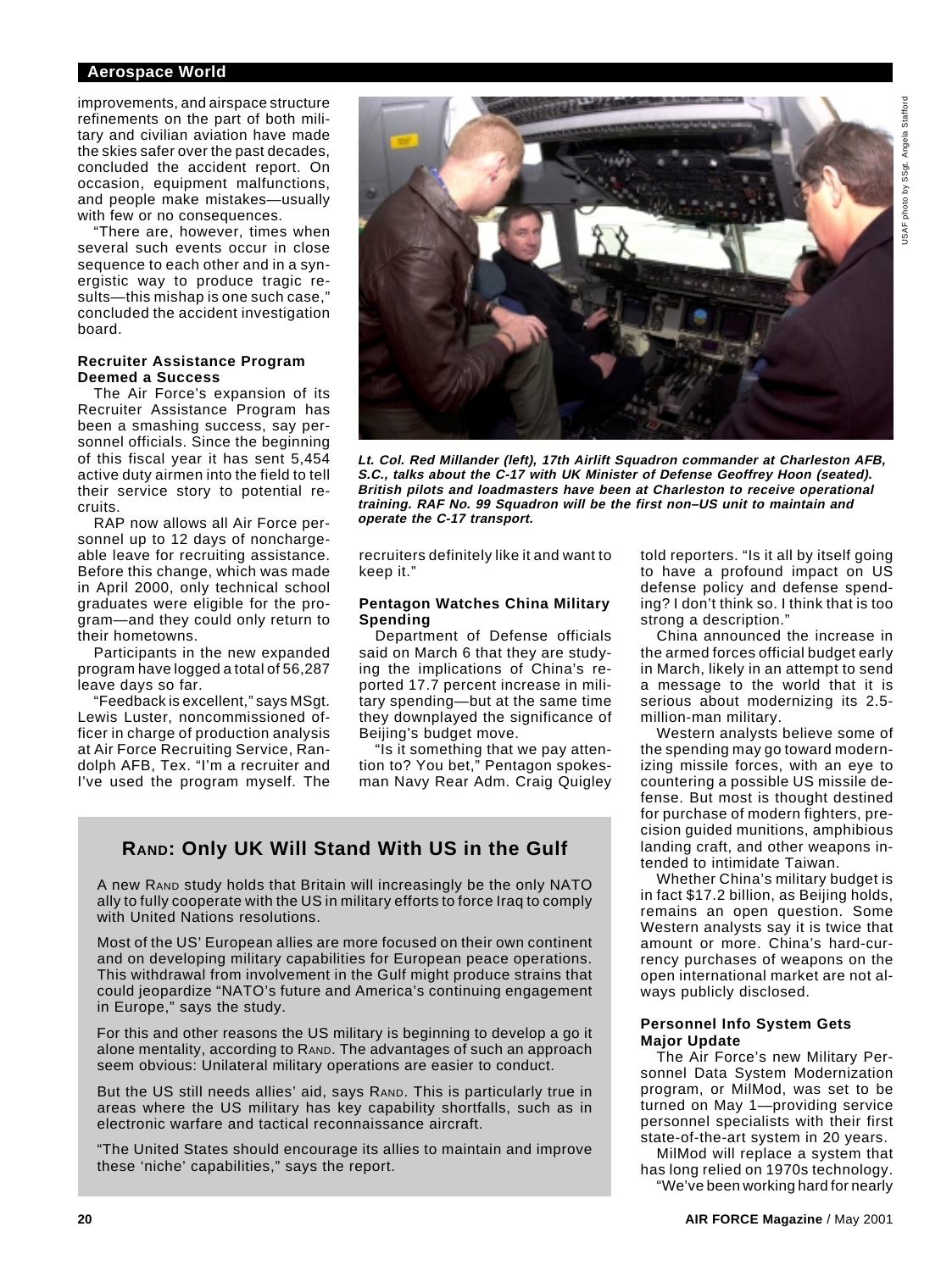improvements, and airspace structure refinements on the part of both military and civilian aviation have made the skies safer over the past decades, concluded the accident report. On occasion, equipment malfunctions, and people make mistakes—usually with few or no consequences.

"There are, however, times when several such events occur in close sequence to each other and in a synergistic way to produce tragic results—this mishap is one such case," concluded the accident investigation board.

**Recruiter Assistance Program Deemed a Success**

The Air Force's expansion of its Recruiter Assistance Program has been a smashing success, say personnel officials. Since the beginning of this fiscal year it has sent 5,454 active duty airmen into the field to tell their service story to potential recruits.

RAP now allows all Air Force personnel up to 12 days of nonchargeable leave for recruiting assistance. Before this change, which was made in April 2000, only technical school graduates were eligible for the program—and they could only return to their hometowns.

Participants in the new expanded program have logged a total of 56,287 leave days so far.

"Feedback is excellent," says MSgt. Lewis Luster, noncommissioned officer in charge of production analysis at Air Force Recruiting Service, Randolph AFB, Tex. "I'm a recruiter and I've used the program myself. The recruiters definitely like it and want to keep it."

USAF photo by SSgt. Angela Stafford

***Lt. Col. Red Millander (left), 17th Airlift Squadron commander at Charleston AFB, S.C., talks about the C-17 with UK Minister of Defense Geoffrey Hoon (seated). British pilots and loadmasters have been at Charleston to receive operational training. RAF No. 99 Squadron will be the first non–US unit to maintain and operate the C-17 transport.***

**Pentagon Watches China Military Spending**

Department of Defense officials said on March 6 that they are studying the implications of China's reported 17.7 percent increase in military spending—but at the same time they downplayed the significance of Beijing's budget move.

"Is it something that we pay attention to? You bet," Pentagon spokesman Navy Rear Adm. Craig Quigley told reporters. "Is it all by itself going to have a profound impact on US defense policy and defense spending? I don't think so. I think that is too strong a description."

China announced the increase in the armed forces official budget early in March, likely in an attempt to send a message to the world that it is serious about modernizing its 2.5-million-man military.

Western analysts believe some of the spending may go toward modernizing missile forces, with an eye to countering a possible US missile defense. But most is thought destined for purchase of modern fighters, precision guided munitions, amphibious landing craft, and other weapons intended to intimidate Taiwan.

Whether China's military budget is in fact $17.2 billion, as Beijing holds, remains an open question. Some Western analysts say it is twice that amount or more. China's hard-currency purchases of weapons on the open international market are not always publicly disclosed.

**Personnel Info System Gets Major Update**

The Air Force's new Military Personnel Data System Modernization program, or MilMod, was set to be turned on May 1—providing service personnel specialists with their first state-of-the-art system in 20 years.

MilMod will replace a system that has long relied on 1970s technology.

"We've been working hard for nearly

## RAND: Only UK Will Stand With US in the Gulf

A new RAND study holds that Britain will increasingly be the only NATO ally to fully cooperate with the US in military efforts to force Iraq to comply with United Nations resolutions.

Most of the US' European allies are more focused on their own continent and on developing military capabilities for European peace operations. This withdrawal from involvement in the Gulf might produce strains that could jeopardize "NATO's future and America's continuing engagement in Europe," says the study.

For this and other reasons the US military is beginning to develop a go it alone mentality, according to RAND. The advantages of such an approach seem obvious: Unilateral military operations are easier to conduct.

But the US still needs allies' aid, says RAND. This is particularly true in areas where the US military has key capability shortfalls, such as in electronic warfare and tactical reconnaissance aircraft.

"The United States should encourage its allies to maintain and improve these 'niche' capabilities," says the report.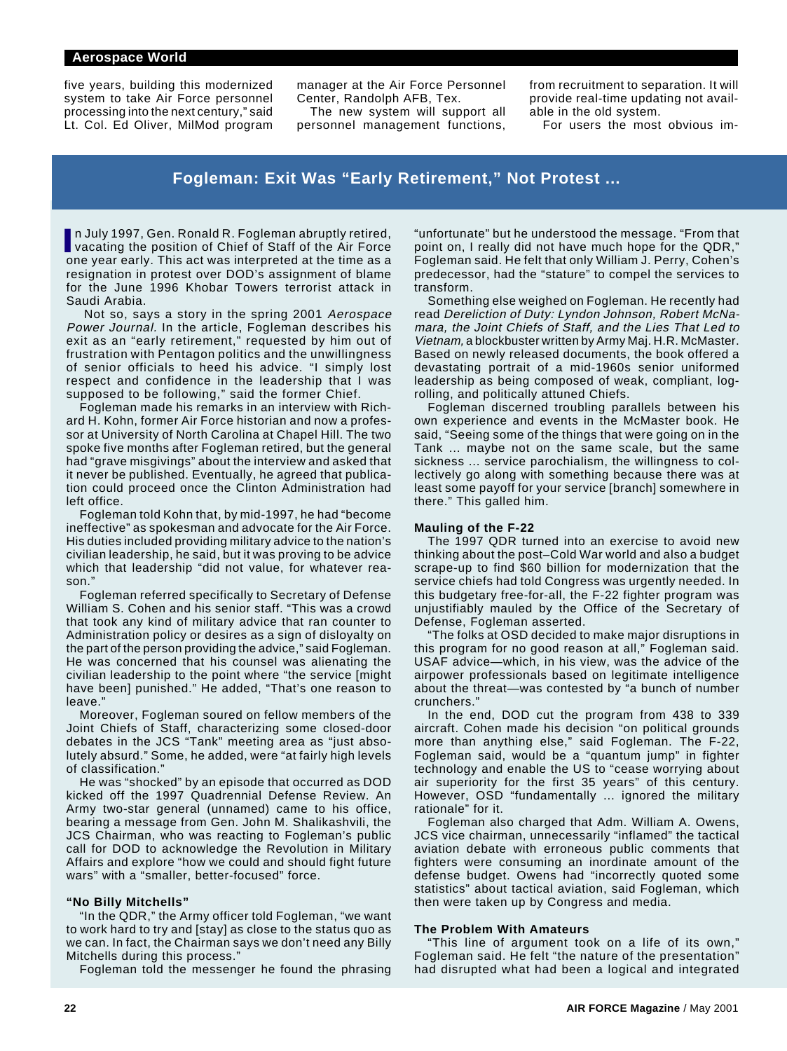five years, building this modernized system to take Air Force personnel processing into the next century," said Lt. Col. Ed Oliver, MilMod program manager at the Air Force Personnel Center, Randolph AFB, Tex.

The new system will support all personnel management functions, from recruitment to separation. It will provide real-time updating not available in the old system.

For users the most obvious im-

## Fogleman: Exit Was "Early Retirement," Not Protest ...

In July 1997, Gen. Ronald R. Fogleman abruptly retired, vacating the position of Chief of Staff of the Air Force one year early. This act was interpreted at the time as a resignation in protest over DOD's assignment of blame for the June 1996 Khobar Towers terrorist attack in Saudi Arabia.

Not so, says a story in the spring 2001 *Aerospace Power Journal.* In the article, Fogleman describes his exit as an "early retirement," requested by him out of frustration with Pentagon politics and the unwillingness of senior officials to heed his advice. "I simply lost respect and confidence in the leadership that I was supposed to be following," said the former Chief.

Fogleman made his remarks in an interview with Richard H. Kohn, former Air Force historian and now a professor at University of North Carolina at Chapel Hill. The two spoke five months after Fogleman retired, but the general had "grave misgivings" about the interview and asked that it never be published. Eventually, he agreed that publication could proceed once the Clinton Administration had left office.

Fogleman told Kohn that, by mid-1997, he had "become ineffective" as spokesman and advocate for the Air Force. His duties included providing military advice to the nation's civilian leadership, he said, but it was proving to be advice which that leadership "did not value, for whatever reason."

Fogleman referred specifically to Secretary of Defense William S. Cohen and his senior staff. "This was a crowd that took any kind of military advice that ran counter to Administration policy or desires as a sign of disloyalty on the part of the person providing the advice," said Fogleman. He was concerned that his counsel was alienating the civilian leadership to the point where "the service [might have been] punished." He added, "That's one reason to leave."

Moreover, Fogleman soured on fellow members of the Joint Chiefs of Staff, characterizing some closed-door debates in the JCS "Tank" meeting area as "just absolutely absurd." Some, he added, were "at fairly high levels of classification."

He was "shocked" by an episode that occurred as DOD kicked off the 1997 Quadrennial Defense Review. An Army two-star general (unnamed) came to his office, bearing a message from Gen. John M. Shalikashvili, the JCS Chairman, who was reacting to Fogleman's public call for DOD to acknowledge the Revolution in Military Affairs and explore "how we could and should fight future wars" with a "smaller, better-focused" force.

### "No Billy Mitchells"

"In the QDR," the Army officer told Fogleman, "we want to work hard to try and [stay] as close to the status quo as we can. In fact, the Chairman says we don't need any Billy Mitchells during this process."

Fogleman told the messenger he found the phrasing "unfortunate" but he understood the message. "From that point on, I really did not have much hope for the QDR," Fogleman said. He felt that only William J. Perry, Cohen's predecessor, had the "stature" to compel the services to transform.

Something else weighed on Fogleman. He recently had read *Dereliction of Duty: Lyndon Johnson, Robert McNamara, the Joint Chiefs of Staff, and the Lies That Led to Vietnam,* a blockbuster written by Army Maj. H.R. McMaster. Based on newly released documents, the book offered a devastating portrait of a mid-1960s senior uniformed leadership as being composed of weak, compliant, logrolling, and politically attuned Chiefs.

Fogleman discerned troubling parallels between his own experience and events in the McMaster book. He said, "Seeing some of the things that were going on in the Tank ... maybe not on the same scale, but the same sickness ... service parochialism, the willingness to collectively go along with something because there was at least some payoff for your service [branch] somewhere in there." This galled him.

### Mauling of the F-22

The 1997 QDR turned into an exercise to avoid new thinking about the post–Cold War world and also a budget scrape-up to find $60 billion for modernization that the service chiefs had told Congress was urgently needed. In this budgetary free-for-all, the F-22 fighter program was unjustifiably mauled by the Office of the Secretary of Defense, Fogleman asserted.

"The folks at OSD decided to make major disruptions in this program for no good reason at all," Fogleman said. USAF advice—which, in his view, was the advice of the airpower professionals based on legitimate intelligence about the threat—was contested by "a bunch of number crunchers."

In the end, DOD cut the program from 438 to 339 aircraft. Cohen made his decision "on political grounds more than anything else," said Fogleman. The F-22, Fogleman said, would be a "quantum jump" in fighter technology and enable the US to "cease worrying about air superiority for the first 35 years" of this century. However, OSD "fundamentally ... ignored the military rationale" for it.

Fogleman also charged that Adm. William A. Owens, JCS vice chairman, unnecessarily "inflamed" the tactical aviation debate with erroneous public comments that fighters were consuming an inordinate amount of the defense budget. Owens had "incorrectly quoted some statistics" about tactical aviation, said Fogleman, which then were taken up by Congress and media.

### The Problem With Amateurs

"This line of argument took on a life of its own," Fogleman said. He felt "the nature of the presentation" had disrupted what had been a logical and integrated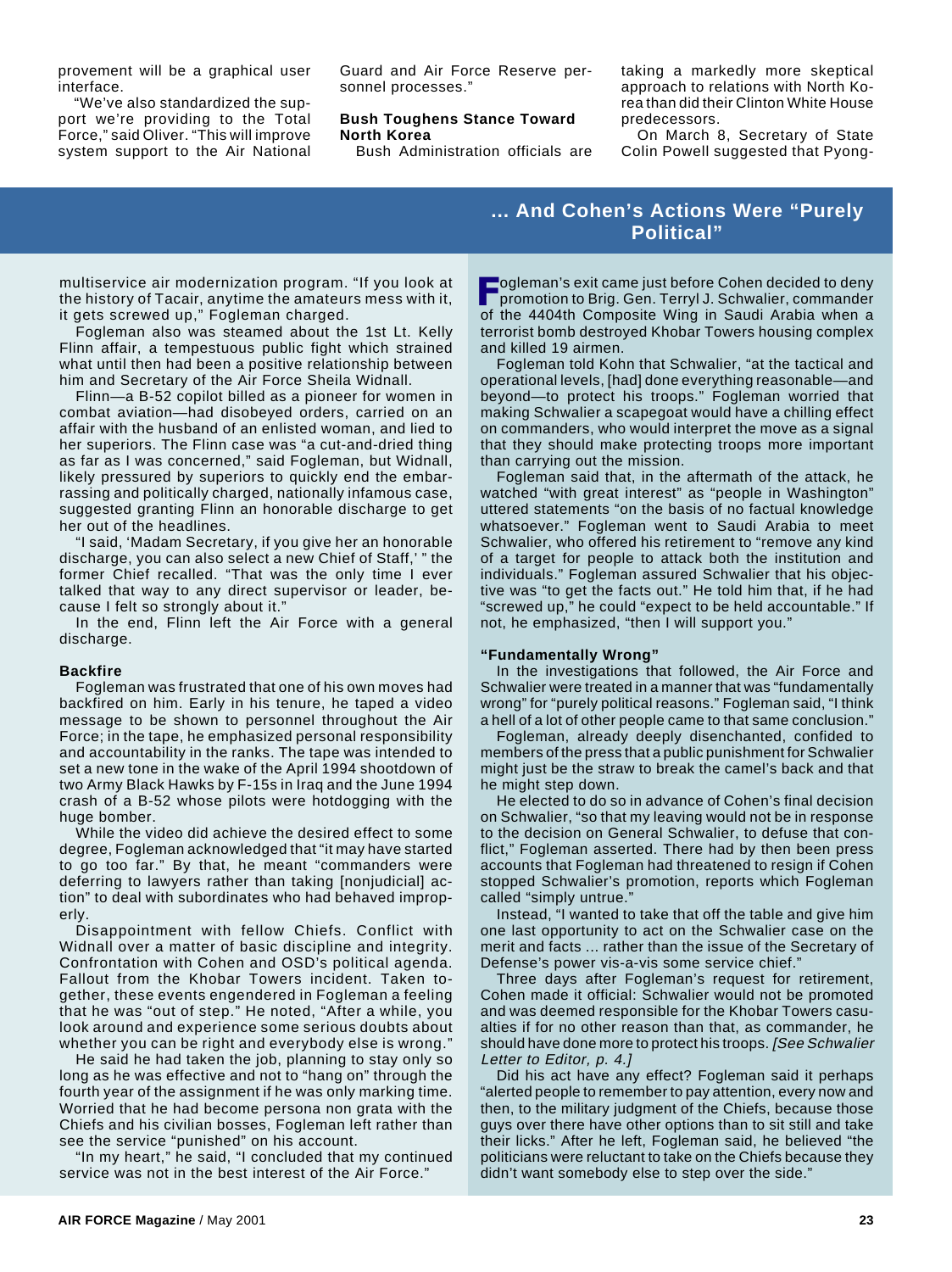provement will be a graphical user interface.

"We've also standardized the support we're providing to the Total Force," said Oliver. "This will improve system support to the Air National Guard and Air Force Reserve personnel processes."

**Bush Toughens Stance Toward North Korea**

Bush Administration officials are taking a markedly more skeptical approach to relations with North Korea than did their Clinton White House predecessors.

On March 8, Secretary of State Colin Powell suggested that Pyong-

## ... And Cohen's Actions Were "Purely Political"

multiservice air modernization program. "If you look at the history of Tacair, anytime the amateurs mess with it, it gets screwed up," Fogleman charged.

Fogleman also was steamed about the 1st Lt. Kelly Flinn affair, a tempestuous public fight which strained what until then had been a positive relationship between him and Secretary of the Air Force Sheila Widnall.

Flinn—a B-52 copilot billed as a pioneer for women in combat aviation—had disobeyed orders, carried on an affair with the husband of an enlisted woman, and lied to her superiors. The Flinn case was "a cut-and-dried thing as far as I was concerned," said Fogleman, but Widnall, likely pressured by superiors to quickly end the embarrassing and politically charged, nationally infamous case, suggested granting Flinn an honorable discharge to get her out of the headlines.

"I said, 'Madam Secretary, if you give her an honorable discharge, you can also select a new Chief of Staff,' " the former Chief recalled. "That was the only time I ever talked that way to any direct supervisor or leader, because I felt so strongly about it."

In the end, Flinn left the Air Force with a general discharge.

**Backfire**

Fogleman was frustrated that one of his own moves had backfired on him. Early in his tenure, he taped a video message to be shown to personnel throughout the Air Force; in the tape, he emphasized personal responsibility and accountability in the ranks. The tape was intended to set a new tone in the wake of the April 1994 shootdown of two Army Black Hawks by F-15s in Iraq and the June 1994 crash of a B-52 whose pilots were hotdogging with the huge bomber.

While the video did achieve the desired effect to some degree, Fogleman acknowledged that "it may have started to go too far." By that, he meant "commanders were deferring to lawyers rather than taking [nonjudicial] action" to deal with subordinates who had behaved improperly.

Disappointment with fellow Chiefs. Conflict with Widnall over a matter of basic discipline and integrity. Confrontation with Cohen and OSD's political agenda. Fallout from the Khobar Towers incident. Taken together, these events engendered in Fogleman a feeling that he was "out of step." He noted, "After a while, you look around and experience some serious doubts about whether you can be right and everybody else is wrong."

He said he had taken the job, planning to stay only so long as he was effective and not to "hang on" through the fourth year of the assignment if he was only marking time. Worried that he had become persona non grata with the Chiefs and his civilian bosses, Fogleman left rather than see the service "punished" on his account.

"In my heart," he said, "I concluded that my continued service was not in the best interest of the Air Force."

Fogleman's exit came just before Cohen decided to deny promotion to Brig. Gen. Terryl J. Schwalier, commander of the 4404th Composite Wing in Saudi Arabia when a terrorist bomb destroyed Khobar Towers housing complex and killed 19 airmen.

Fogleman told Kohn that Schwalier, "at the tactical and operational levels, [had] done everything reasonable—and beyond—to protect his troops." Fogleman worried that making Schwalier a scapegoat would have a chilling effect on commanders, who would interpret the move as a signal that they should make protecting troops more important than carrying out the mission.

Fogleman said that, in the aftermath of the attack, he watched "with great interest" as "people in Washington" uttered statements "on the basis of no factual knowledge whatsoever." Fogleman went to Saudi Arabia to meet Schwalier, who offered his retirement to "remove any kind of a target for people to attack both the institution and individuals." Fogleman assured Schwalier that his objective was "to get the facts out." He told him that, if he had "screwed up," he could "expect to be held accountable." If not, he emphasized, "then I will support you."

**"Fundamentally Wrong"**

In the investigations that followed, the Air Force and Schwalier were treated in a manner that was "fundamentally wrong" for "purely political reasons." Fogleman said, "I think a hell of a lot of other people came to that same conclusion."

Fogleman, already deeply disenchanted, confided to members of the press that a public punishment for Schwalier might just be the straw to break the camel's back and that he might step down.

He elected to do so in advance of Cohen's final decision on Schwalier, "so that my leaving would not be in response to the decision on General Schwalier, to defuse that conflict," Fogleman asserted. There had by then been press accounts that Fogleman had threatened to resign if Cohen stopped Schwalier's promotion, reports which Fogleman called "simply untrue."

Instead, "I wanted to take that off the table and give him one last opportunity to act on the Schwalier case on the merit and facts ... rather than the issue of the Secretary of Defense's power vis-a-vis some service chief."

Three days after Fogleman's request for retirement, Cohen made it official: Schwalier would not be promoted and was deemed responsible for the Khobar Towers casualties if for no other reason than that, as commander, he should have done more to protect his troops. *[See Schwalier Letter to Editor, p. 4.]*

Did his act have any effect? Fogleman said it perhaps "alerted people to remember to pay attention, every now and then, to the military judgment of the Chiefs, because those guys over there have other options than to sit still and take their licks." After he left, Fogleman said, he believed "the politicians were reluctant to take on the Chiefs because they didn't want somebody else to step over the side."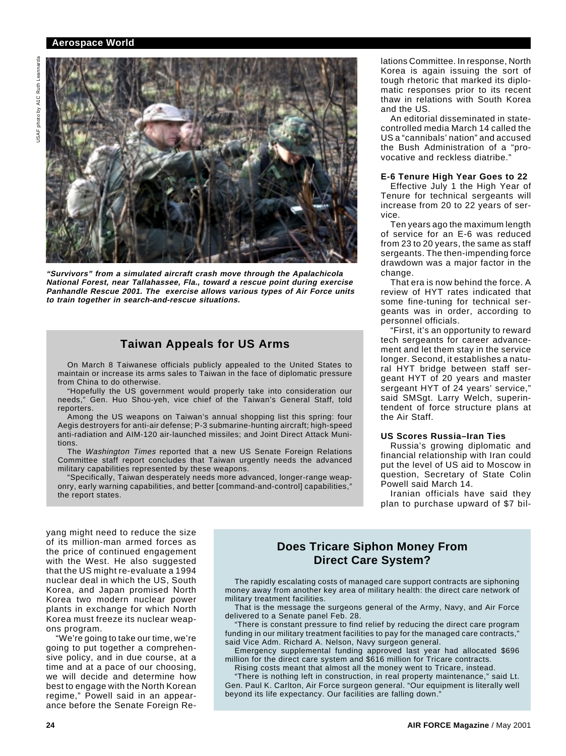"Survivors" from a simulated aircraft crash move through the Apalachicola National Forest, near Tallahassee, Fla., toward a rescue point during exercise Panhandle Rescue 2001. The exercise allows various types of Air Force units to train together in search-and-rescue situations.

USAF photo by A1C Ruth Leannarda

## Taiwan Appeals for US Arms

On March 8 Taiwanese officials publicly appealed to the United States to maintain or increase its arms sales to Taiwan in the face of diplomatic pressure from China to do otherwise.

"Hopefully the US government would properly take into consideration our needs," Gen. Huo Shou-yeh, vice chief of the Taiwan's General Staff, told reporters.

Among the US weapons on Taiwan's annual shopping list this spring: four Aegis destroyers for anti-air defense; P-3 submarine-hunting aircraft; high-speed anti-radiation and AIM-120 air-launched missiles; and Joint Direct Attack Munitions.

The *Washington Times* reported that a new US Senate Foreign Relations Committee staff report concludes that Taiwan urgently needs the advanced military capabilities represented by these weapons.

"Specifically, Taiwan desperately needs more advanced, longer-range weaponry, early warning capabilities, and better [command-and-control] capabilities," the report states.

yang might need to reduce the size of its million-man armed forces as the price of continued engagement with the West. He also suggested that the US might re-evaluate a 1994 nuclear deal in which the US, South Korea, and Japan promised North Korea two modern nuclear power plants in exchange for which North Korea must freeze its nuclear weapons program.

"We're going to take our time, we're going to put together a comprehensive policy, and in due course, at a time and at a pace of our choosing, we will decide and determine how best to engage with the North Korean regime," Powell said in an appearance before the Senate Foreign Relations Committee. In response, North Korea is again issuing the sort of tough rhetoric that marked its diplomatic responses prior to its recent thaw in relations with South Korea and the US.

An editorial disseminated in state-controlled media March 14 called the US a "cannibals' nation" and accused the Bush Administration of a "provocative and reckless diatribe."

### E-6 Tenure High Year Goes to 22

Effective July 1 the High Year of Tenure for technical sergeants will increase from 20 to 22 years of service.

Ten years ago the maximum length of service for an E-6 was reduced from 23 to 20 years, the same as staff sergeants. The then-impending force drawdown was a major factor in the change.

That era is now behind the force. A review of HYT rates indicated that some fine-tuning for technical sergeants was in order, according to personnel officials.

"First, it's an opportunity to reward tech sergeants for career advancement and let them stay in the service longer. Second, it establishes a natural HYT bridge between staff sergeant HYT of 20 years and master sergeant HYT of 24 years' service," said SMSgt. Larry Welch, superintendent of force structure plans at the Air Staff.

### US Scores Russia–Iran Ties

Russia's growing diplomatic and financial relationship with Iran could put the level of US aid to Moscow in question, Secretary of State Colin Powell said March 14.

Iranian officials have said they plan to purchase upward of $7 bil-

## Does Tricare Siphon Money From Direct Care System?

The rapidly escalating costs of managed care support contracts are siphoning money away from another key area of military health: the direct care network of military treatment facilities.

That is the message the surgeons general of the Army, Navy, and Air Force delivered to a Senate panel Feb. 28.

"There is constant pressure to find relief by reducing the direct care program funding in our military treatment facilities to pay for the managed care contracts," said Vice Adm. Richard A. Nelson, Navy surgeon general.

Emergency supplemental funding approved last year had allocated $696 million for the direct care system and $616 million for Tricare contracts.

Rising costs meant that almost all the money went to Tricare, instead.

"There is nothing left in construction, in real property maintenance," said Lt. Gen. Paul K. Carlton, Air Force surgeon general. "Our equipment is literally well beyond its life expectancy. Our facilities are falling down."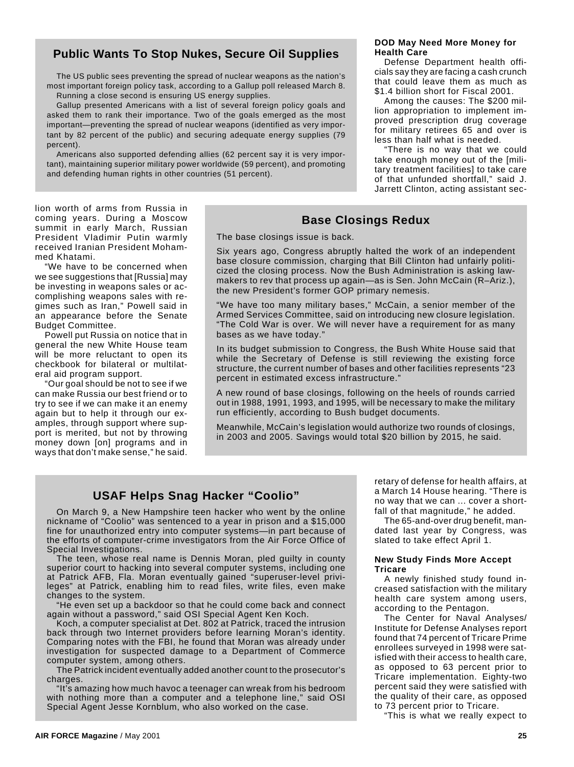## Public Wants To Stop Nukes, Secure Oil Supplies

The US public sees preventing the spread of nuclear weapons as the nation's most important foreign policy task, according to a Gallup poll released March 8.

Running a close second is ensuring US energy supplies.

Gallup presented Americans with a list of several foreign policy goals and asked them to rank their importance. Two of the goals emerged as the most important—preventing the spread of nuclear weapons (identified as very important by 82 percent of the public) and securing adequate energy supplies (79 percent).

Americans also supported defending allies (62 percent say it is very important), maintaining superior military power worldwide (59 percent), and promoting and defending human rights in other countries (51 percent).

lion worth of arms from Russia in coming years. During a Moscow summit in early March, Russian President Vladimir Putin warmly received Iranian President Mohammed Khatami.

"We have to be concerned when we see suggestions that [Russia] may be investing in weapons sales or accomplishing weapons sales with regimes such as Iran," Powell said in an appearance before the Senate Budget Committee.

Powell put Russia on notice that in general the new White House team will be more reluctant to open its checkbook for bilateral or multilateral aid program support.

"Our goal should be not to see if we can make Russia our best friend or to try to see if we can make it an enemy again but to help it through our examples, through support where support is merited, but not by throwing money down [on] programs and in ways that don't make sense," he said.

## Base Closings Redux

The base closings issue is back.

Six years ago, Congress abruptly halted the work of an independent base closure commission, charging that Bill Clinton had unfairly politicized the closing process. Now the Bush Administration is asking lawmakers to rev that process up again—as is Sen. John McCain (R–Ariz.), the new President's former GOP primary nemesis.

"We have too many military bases," McCain, a senior member of the Armed Services Committee, said on introducing new closure legislation. "The Cold War is over. We will never have a requirement for as many bases as we have today."

In its budget submission to Congress, the Bush White House said that while the Secretary of Defense is still reviewing the existing force structure, the current number of bases and other facilities represents "23 percent in estimated excess infrastructure."

A new round of base closings, following on the heels of rounds carried out in 1988, 1991, 1993, and 1995, will be necessary to make the military run efficiently, according to Bush budget documents.

Meanwhile, McCain's legislation would authorize two rounds of closings, in 2003 and 2005. Savings would total $20 billion by 2015, he said.

## USAF Helps Snag Hacker "Coolio"

On March 9, a New Hampshire teen hacker who went by the online nickname of "Coolio" was sentenced to a year in prison and a $15,000 fine for unauthorized entry into computer systems—in part because of the efforts of computer-crime investigators from the Air Force Office of Special Investigations.

The teen, whose real name is Dennis Moran, pled guilty in county superior court to hacking into several computer systems, including one at Patrick AFB, Fla. Moran eventually gained "superuser-level privileges" at Patrick, enabling him to read files, write files, even make changes to the system.

"He even set up a backdoor so that he could come back and connect again without a password," said OSI Special Agent Ken Koch.

Koch, a computer specialist at Det. 802 at Patrick, traced the intrusion back through two Internet providers before learning Moran's identity. Comparing notes with the FBI, he found that Moran was already under investigation for suspected damage to a Department of Commerce computer system, among others.

The Patrick incident eventually added another count to the prosecutor's charges.

"It's amazing how much havoc a teenager can wreak from his bedroom with nothing more than a computer and a telephone line," said OSI Special Agent Jesse Kornblum, who also worked on the case.

### DOD May Need More Money for Health Care

Defense Department health officials say they are facing a cash crunch that could leave them as much as $1.4 billion short for Fiscal 2001.

Among the causes: The $200 million appropriation to implement improved prescription drug coverage for military retirees 65 and over is less than half what is needed.

"There is no way that we could take enough money out of the [military treatment facilities] to take care of that unfunded shortfall," said J. Jarrett Clinton, acting assistant secretary of defense for health affairs, at a March 14 House hearing. "There is no way that we can ... cover a shortfall of that magnitude," he added.

The 65-and-over drug benefit, mandated last year by Congress, was slated to take effect April 1.

### New Study Finds More Accept Tricare

A newly finished study found increased satisfaction with the military health care system among users, according to the Pentagon.

The Center for Naval Analyses/Institute for Defense Analyses report found that 74 percent of Tricare Prime enrollees surveyed in 1998 were satisfied with their access to health care, as opposed to 63 percent prior to Tricare implementation. Eighty-two percent said they were satisfied with the quality of their care, as opposed to 73 percent prior to Tricare.

"This is what we really expect to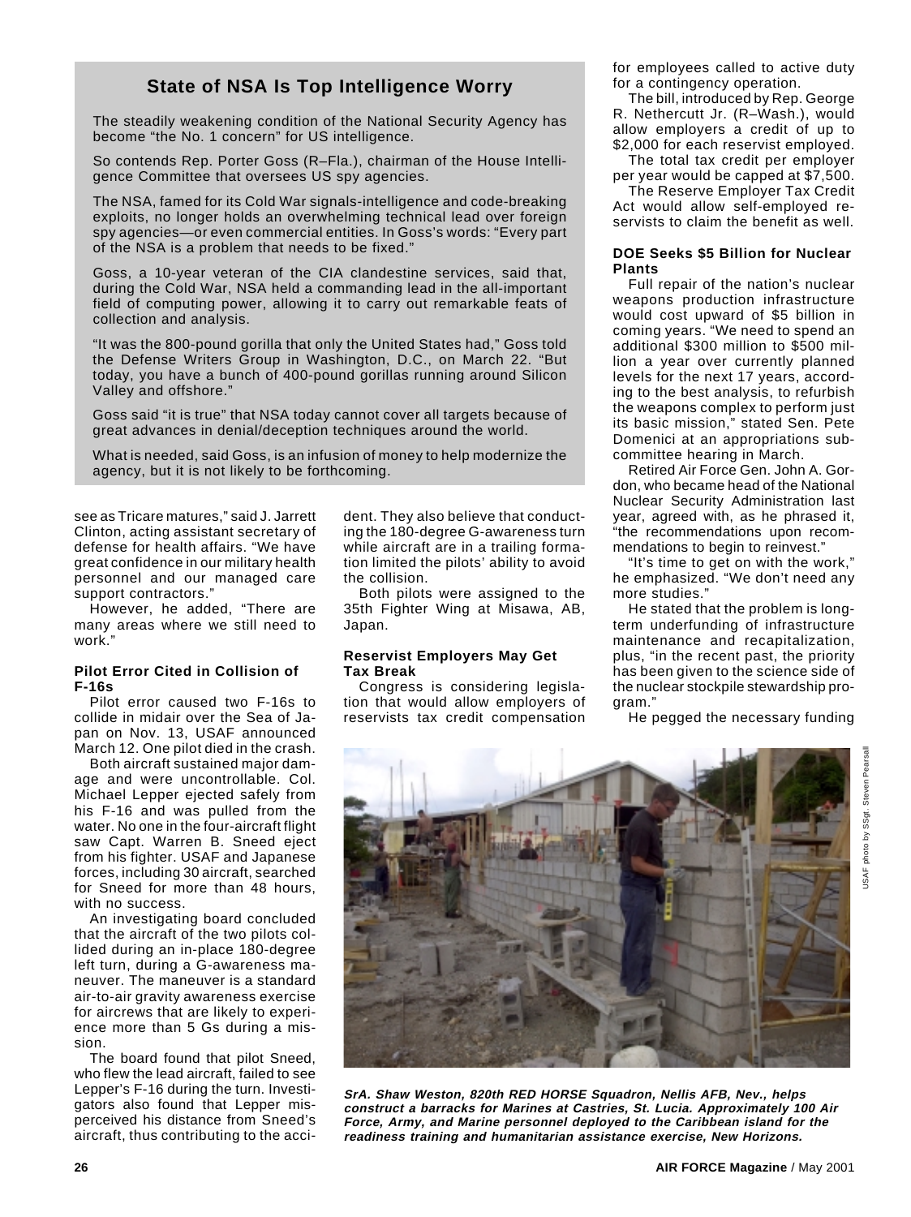## State of NSA Is Top Intelligence Worry

The steadily weakening condition of the National Security Agency has become "the No. 1 concern" for US intelligence.

So contends Rep. Porter Goss (R–Fla.), chairman of the House Intelligence Committee that oversees US spy agencies.

The NSA, famed for its Cold War signals-intelligence and code-breaking exploits, no longer holds an overwhelming technical lead over foreign spy agencies—or even commercial entities. In Goss's words: "Every part of the NSA is a problem that needs to be fixed."

Goss, a 10-year veteran of the CIA clandestine services, said that, during the Cold War, NSA held a commanding lead in the all-important field of computing power, allowing it to carry out remarkable feats of collection and analysis.

"It was the 800-pound gorilla that only the United States had," Goss told the Defense Writers Group in Washington, D.C., on March 22. "But today, you have a bunch of 400-pound gorillas running around Silicon Valley and offshore."

Goss said "it is true" that NSA today cannot cover all targets because of great advances in denial/deception techniques around the world.

What is needed, said Goss, is an infusion of money to help modernize the agency, but it is not likely to be forthcoming.

see as Tricare matures," said J. Jarrett Clinton, acting assistant secretary of defense for health affairs. "We have great confidence in our military health personnel and our managed care support contractors."

However, he added, "There are many areas where we still need to work."

### Pilot Error Cited in Collision of F-16s

Pilot error caused two F-16s to collide in midair over the Sea of Japan on Nov. 13, USAF announced March 12. One pilot died in the crash.

Both aircraft sustained major damage and were uncontrollable. Col. Michael Lepper ejected safely from his F-16 and was pulled from the water. No one in the four-aircraft flight saw Capt. Warren B. Sneed eject from his fighter. USAF and Japanese forces, including 30 aircraft, searched for Sneed for more than 48 hours, with no success.

An investigating board concluded that the aircraft of the two pilots collided during an in-place 180-degree left turn, during a G-awareness maneuver. The maneuver is a standard air-to-air gravity awareness exercise for aircrews that are likely to experience more than 5 Gs during a mission.

The board found that pilot Sneed, who flew the lead aircraft, failed to see Lepper's F-16 during the turn. Investigators also found that Lepper misperceived his distance from Sneed's aircraft, thus contributing to the accident. They also believe that conducting the 180-degree G-awareness turn while aircraft are in a trailing formation limited the pilots' ability to avoid the collision.

Both pilots were assigned to the 35th Fighter Wing at Misawa, AB, Japan.

### Reservist Employers May Get Tax Break

Congress is considering legislation that would allow employers of reservists tax credit compensation for employees called to active duty for a contingency operation.

The bill, introduced by Rep. George R. Nethercutt Jr. (R–Wash.), would allow employers a credit of up to $2,000 for each reservist employed.

The total tax credit per employer per year would be capped at $7,500.

The Reserve Employer Tax Credit Act would allow self-employed reservists to claim the benefit as well.

### DOE Seeks $5 Billion for Nuclear Plants

Full repair of the nation's nuclear weapons production infrastructure would cost upward of $5 billion in coming years. "We need to spend an additional $300 million to $500 million a year over currently planned levels for the next 17 years, according to the best analysis, to refurbish the weapons complex to perform just its basic mission," stated Sen. Pete Domenici at an appropriations subcommittee hearing in March.

Retired Air Force Gen. John A. Gordon, who became head of the National Nuclear Security Administration last year, agreed with, as he phrased it, "the recommendations upon recommendations to begin to reinvest."

"It's time to get on with the work," he emphasized. "We don't need any more studies."

He stated that the problem is long-term underfunding of infrastructure maintenance and recapitalization, plus, "in the recent past, the priority has been given to the science side of the nuclear stockpile stewardship program."

He pegged the necessary funding

USAF photo by SSgt. Steven Pearsall

***SrA. Shaw Weston, 820th RED HORSE Squadron, Nellis AFB, Nev., helps construct a barracks for Marines at Castries, St. Lucia. Approximately 100 Air Force, Army, and Marine personnel deployed to the Caribbean island for the readiness training and humanitarian assistance exercise, New Horizons.***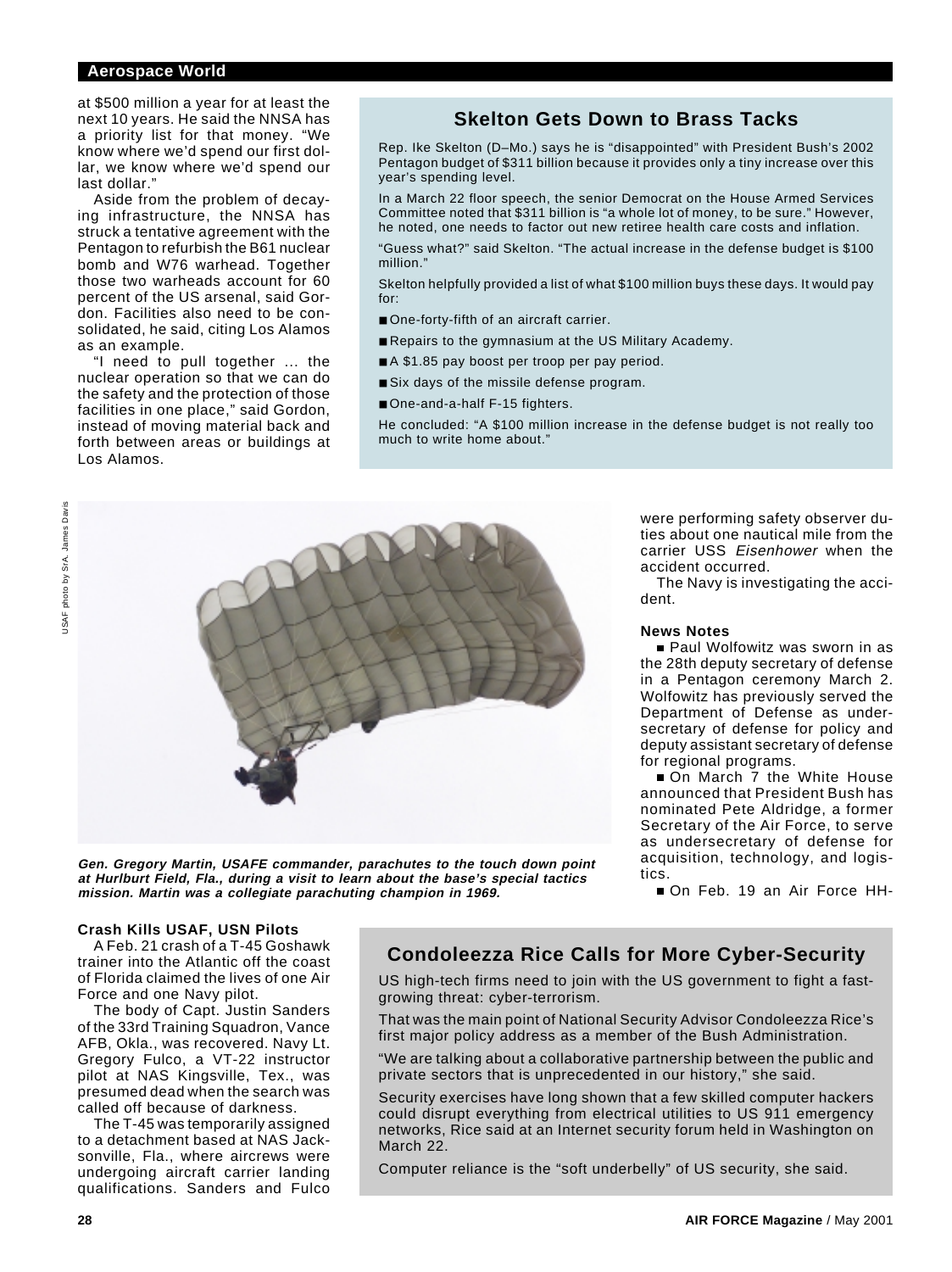at $500 million a year for at least the next 10 years. He said the NNSA has a priority list for that money. "We know where we'd spend our first dollar, we know where we'd spend our last dollar."

Aside from the problem of decaying infrastructure, the NNSA has struck a tentative agreement with the Pentagon to refurbish the B61 nuclear bomb and W76 warhead. Together those two warheads account for 60 percent of the US arsenal, said Gordon. Facilities also need to be consolidated, he said, citing Los Alamos as an example.

"I need to pull together ... the nuclear operation so that we can do the safety and the protection of those facilities in one place," said Gordon, instead of moving material back and forth between areas or buildings at Los Alamos.

## Skelton Gets Down to Brass Tacks

Rep. Ike Skelton (D–Mo.) says he is "disappointed" with President Bush's 2002 Pentagon budget of $311 billion because it provides only a tiny increase over this year's spending level.

In a March 22 floor speech, the senior Democrat on the House Armed Services Committee noted that $311 billion is "a whole lot of money, to be sure." However, he noted, one needs to factor out new retiree health care costs and inflation.

"Guess what?" said Skelton. "The actual increase in the defense budget is $100 million."

Skelton helpfully provided a list of what $100 million buys these days. It would pay for:

- One-forty-fifth of an aircraft carrier.
- Repairs to the gymnasium at the US Military Academy.
- A $1.85 pay boost per troop per pay period.
- Six days of the missile defense program.
- One-and-a-half F-15 fighters.

He concluded: "A $100 million increase in the defense budget is not really too much to write home about."

USAF photo by SrA. James Davis

***Gen. Gregory Martin, USAFE commander, parachutes to the touch down point at Hurlburt Field, Fla., during a visit to learn about the base's special tactics mission. Martin was a collegiate parachuting champion in 1969.***

### Crash Kills USAF, USN Pilots

A Feb. 21 crash of a T-45 Goshawk trainer into the Atlantic off the coast of Florida claimed the lives of one Air Force and one Navy pilot.

The body of Capt. Justin Sanders of the 33rd Training Squadron, Vance AFB, Okla., was recovered. Navy Lt. Gregory Fulco, a VT-22 instructor pilot at NAS Kingsville, Tex., was presumed dead when the search was called off because of darkness.

The T-45 was temporarily assigned to a detachment based at NAS Jacksonville, Fla., where aircrews were undergoing aircraft carrier landing qualifications. Sanders and Fulco were performing safety observer duties about one nautical mile from the carrier USS *Eisenhower* when the accident occurred.

The Navy is investigating the accident.

### News Notes

- Paul Wolfowitz was sworn in as the 28th deputy secretary of defense in a Pentagon ceremony March 2. Wolfowitz has previously served the Department of Defense as undersecretary of defense for policy and deputy assistant secretary of defense for regional programs.
- On March 7 the White House announced that President Bush has nominated Pete Aldridge, a former Secretary of the Air Force, to serve as undersecretary of defense for acquisition, technology, and logistics.
- On Feb. 19 an Air Force HH-

## Condoleezza Rice Calls for More Cyber-Security

US high-tech firms need to join with the US government to fight a fast-growing threat: cyber-terrorism.

That was the main point of National Security Advisor Condoleezza Rice's first major policy address as a member of the Bush Administration.

"We are talking about a collaborative partnership between the public and private sectors that is unprecedented in our history," she said.

Security exercises have long shown that a few skilled computer hackers could disrupt everything from electrical utilities to US 911 emergency networks, Rice said at an Internet security forum held in Washington on March 22.

Computer reliance is the "soft underbelly" of US security, she said.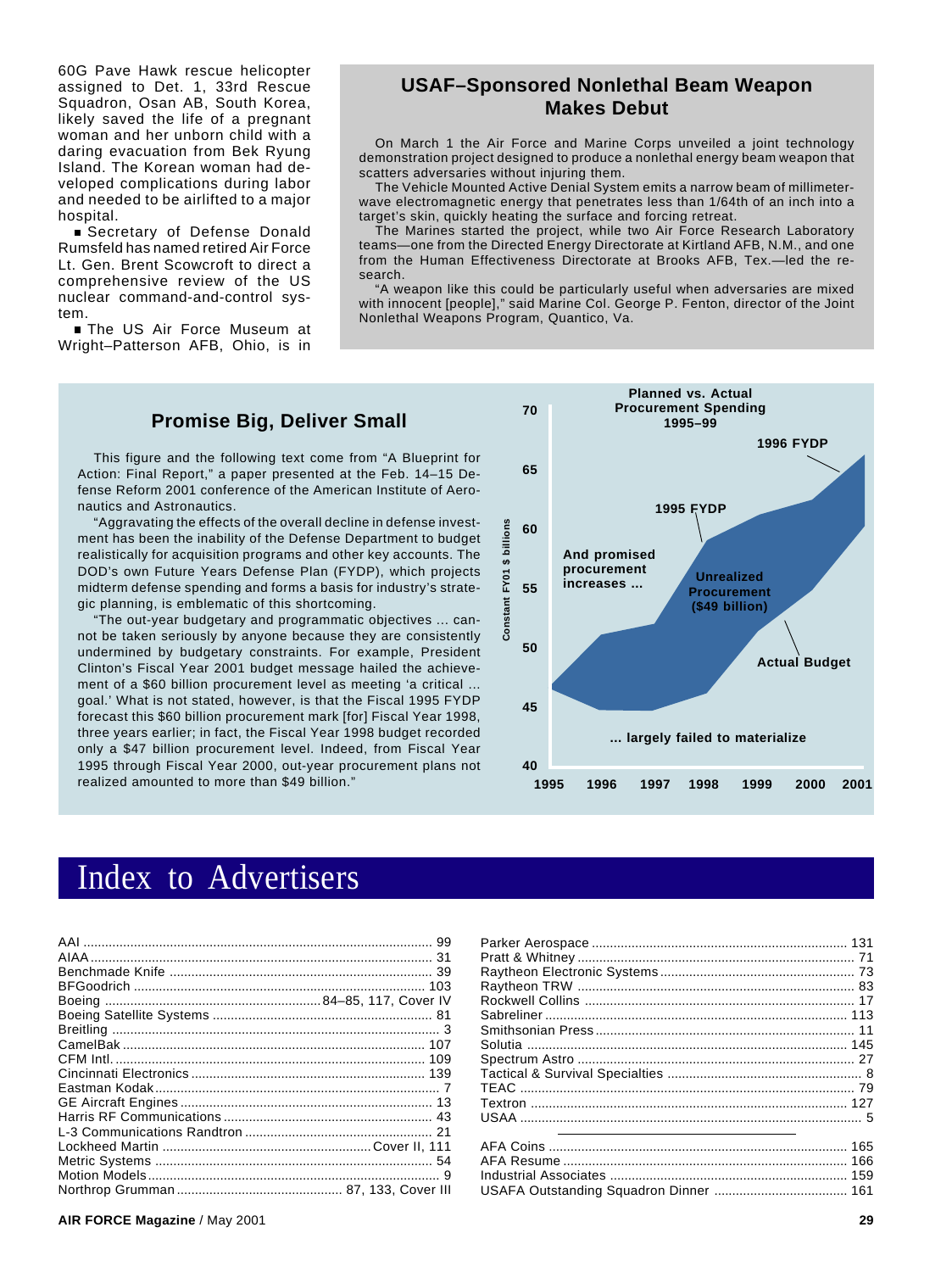60G Pave Hawk rescue helicopter assigned to Det. 1, 33rd Rescue Squadron, Osan AB, South Korea, likely saved the life of a pregnant woman and her unborn child with a daring evacuation from Bek Ryung Island. The Korean woman had developed complications during labor and needed to be airlifted to a major hospital.

- Secretary of Defense Donald Rumsfeld has named retired Air Force Lt. Gen. Brent Scowcroft to direct a comprehensive review of the US nuclear command-and-control system.
- The US Air Force Museum at Wright–Patterson AFB, Ohio, is in

## USAF–Sponsored Nonlethal Beam Weapon Makes Debut

On March 1 the Air Force and Marine Corps unveiled a joint technology demonstration project designed to produce a nonlethal energy beam weapon that scatters adversaries without injuring them.

The Vehicle Mounted Active Denial System emits a narrow beam of millimeter-wave electromagnetic energy that penetrates less than 1/64th of an inch into a target's skin, quickly heating the surface and forcing retreat.

The Marines started the project, while two Air Force Research Laboratory teams—one from the Directed Energy Directorate at Kirtland AFB, N.M., and one from the Human Effectiveness Directorate at Brooks AFB, Tex.—led the research.

"A weapon like this could be particularly useful when adversaries are mixed with innocent [people]," said Marine Col. George P. Fenton, director of the Joint Nonlethal Weapons Program, Quantico, Va.

## Promise Big, Deliver Small

This figure and the following text come from "A Blueprint for Action: Final Report," a paper presented at the Feb. 14–15 Defense Reform 2001 conference of the American Institute of Aeronautics and Astronautics.

"Aggravating the effects of the overall decline in defense investment has been the inability of the Defense Department to budget realistically for acquisition programs and other key accounts. The DOD's own Future Years Defense Plan (FYDP), which projects midterm defense spending and forms a basis for industry's strategic planning, is emblematic of this shortcoming.

"The out-year budgetary and programmatic objectives ... cannot be taken seriously by anyone because they are consistently undermined by budgetary constraints. For example, President Clinton's Fiscal Year 2001 budget message hailed the achievement of a $60 billion procurement level as meeting 'a critical ... goal.' What is not stated, however, is that the Fiscal 1995 FYDP forecast this $60 billion procurement mark [for] Fiscal Year 1998, three years earlier; in fact, the Fiscal Year 1998 budget recorded only a $47 billion procurement level. Indeed, from Fiscal Year 1995 through Fiscal Year 2000, out-year procurement plans not realized amounted to more than $49 billion."

**Planned vs. Actual Procurement Spending 1995–99**

Constant FY01 $ billions (40–70); 1995–2001

1995 FYDP; 1996 FYDP; And promised procurement increases ...; Unrealized Procurement ($49 billion); Actual Budget; ... largely failed to materialize

# Index to Advertisers

| | |
|---|---|
| AAI | 99 |
| AIAA | 31 |
| Benchmade Knife | 39 |
| BFGoodrich | 103 |
| Boeing | 84–85, 117, Cover IV |
| Boeing Satellite Systems | 81 |
| Breitling | 3 |
| CamelBak | 107 |
| CFM Intl. | 109 |
| Cincinnati Electronics | 139 |
| Eastman Kodak | 7 |
| GE Aircraft Engines | 13 |
| Harris RF Communications | 43 |
| L-3 Communications Randtron | 21 |
| Lockheed Martin | Cover II, 111 |
| Metric Systems | 54 |
| Motion Models | 9 |
| Northrop Grumman | 87, 133, Cover III |
| Parker Aerospace | 131 |
| Pratt & Whitney | 71 |
| Raytheon Electronic Systems | 73 |
| Raytheon TRW | 83 |
| Rockwell Collins | 17 |
| Sabreliner | 113 |
| Smithsonian Press | 11 |
| Solutia | 145 |
| Spectrum Astro | 27 |
| Tactical & Survival Specialties | 8 |
| TEAC | 79 |
| Textron | 127 |
| USAA | 5 |

| | |
|---|---|
| AFA Coins | 165 |
| AFA Resume | 166 |
| Industrial Associates | 159 |
| USAFA Outstanding Squadron Dinner | 161 |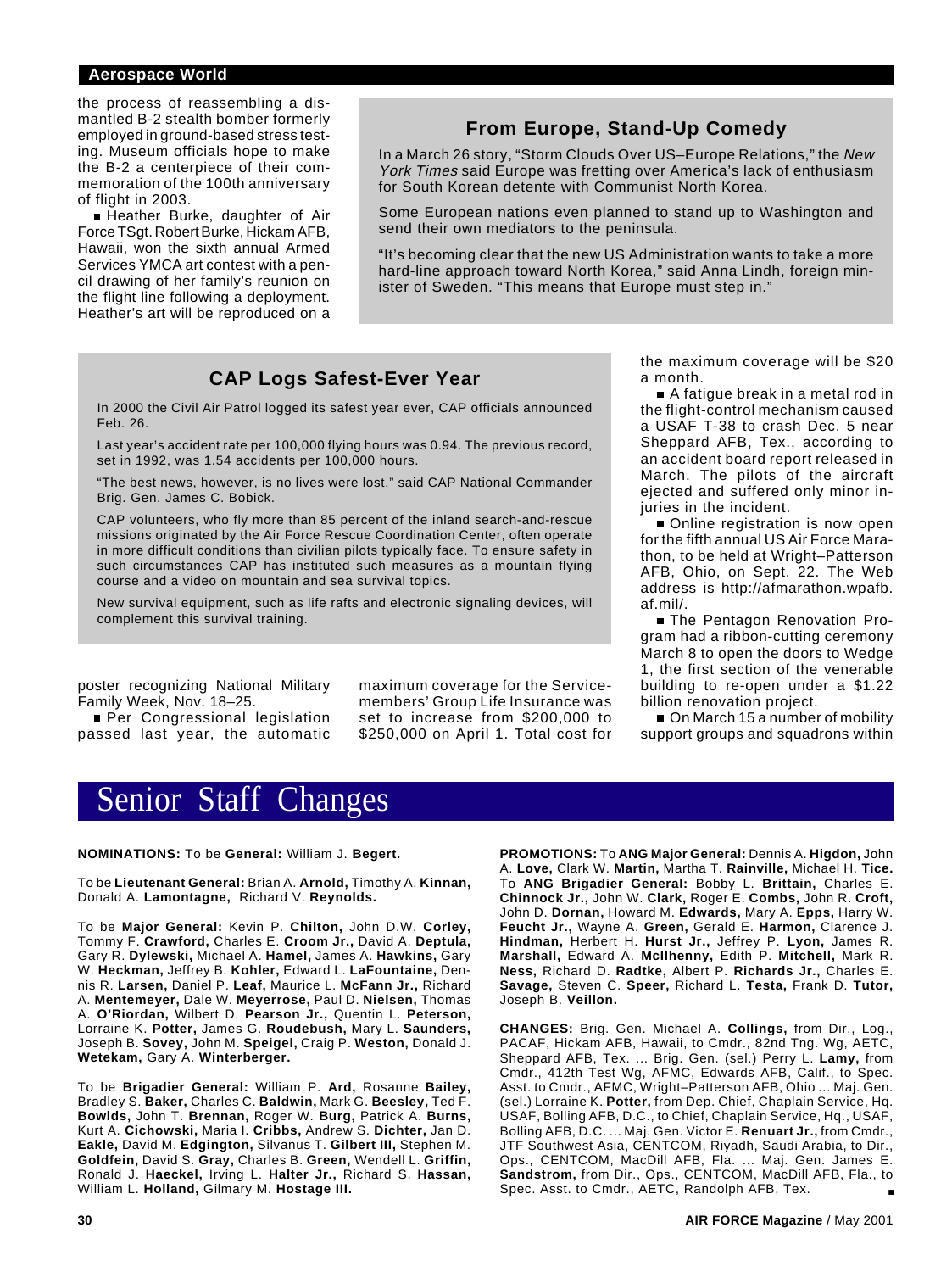the process of reassembling a dismantled B-2 stealth bomber formerly employed in ground-based stress testing. Museum officials hope to make the B-2 a centerpiece of their commemoration of the 100th anniversary of flight in 2003.

■ Heather Burke, daughter of Air Force TSgt. Robert Burke, Hickam AFB, Hawaii, won the sixth annual Armed Services YMCA art contest with a pencil drawing of her family's reunion on the flight line following a deployment. Heather's art will be reproduced on a poster recognizing National Military Family Week, Nov. 18–25.

■ Per Congressional legislation passed last year, the automatic maximum coverage for the Servicemembers' Group Life Insurance was set to increase from $200,000 to $250,000 on April 1. Total cost for the maximum coverage will be $20 a month.

■ A fatigue break in a metal rod in the flight-control mechanism caused a USAF T-38 to crash Dec. 5 near Sheppard AFB, Tex., according to an accident board report released in March. The pilots of the aircraft ejected and suffered only minor injuries in the incident.

■ Online registration is now open for the fifth annual US Air Force Marathon, to be held at Wright–Patterson AFB, Ohio, on Sept. 22. The Web address is http://afmarathon.wpafb.af.mil/.

■ The Pentagon Renovation Program had a ribbon-cutting ceremony March 8 to open the doors to Wedge 1, the first section of the venerable building to re-open under a $1.22 billion renovation project.

■ On March 15 a number of mobility support groups and squadrons within

## From Europe, Stand-Up Comedy

In a March 26 story, "Storm Clouds Over US–Europe Relations," the *New York Times* said Europe was fretting over America's lack of enthusiasm for South Korean detente with Communist North Korea.

Some European nations even planned to stand up to Washington and send their own mediators to the peninsula.

"It's becoming clear that the new US Administration wants to take a more hard-line approach toward North Korea," said Anna Lindh, foreign minister of Sweden. "This means that Europe must step in."

## CAP Logs Safest-Ever Year

In 2000 the Civil Air Patrol logged its safest year ever, CAP officials announced Feb. 26.

Last year's accident rate per 100,000 flying hours was 0.94. The previous record, set in 1992, was 1.54 accidents per 100,000 hours.

"The best news, however, is no lives were lost," said CAP National Commander Brig. Gen. James C. Bobick.

CAP volunteers, who fly more than 85 percent of the inland search-and-rescue missions originated by the Air Force Rescue Coordination Center, often operate in more difficult conditions than civilian pilots typically face. To ensure safety in such circumstances CAP has instituted such measures as a mountain flying course and a video on mountain and sea survival topics.

New survival equipment, such as life rafts and electronic signaling devices, will complement this survival training.

# Senior Staff Changes

**NOMINATIONS:** To be **General:** William J. **Begert.**

To be **Lieutenant General:** Brian A. **Arnold,** Timothy A. **Kinnan,** Donald A. **Lamontagne,** Richard V. **Reynolds.**

To be **Major General:** Kevin P. **Chilton,** John D.W. **Corley,** Tommy F. **Crawford,** Charles E. **Croom Jr.,** David A. **Deptula,** Gary R. **Dylewski,** Michael A. **Hamel,** James A. **Hawkins,** Gary W. **Heckman,** Jeffrey B. **Kohler,** Edward L. **LaFountaine,** Dennis R. **Larsen,** Daniel P. **Leaf,** Maurice L. **McFann Jr.,** Richard A. **Mentemeyer,** Dale W. **Meyerrose,** Paul D. **Nielsen,** Thomas A. **O'Riordan,** Wilbert D. **Pearson Jr.,** Quentin L. **Peterson,** Lorraine K. **Potter,** James G. **Roudebush,** Mary L. **Saunders,** Joseph B. **Sovey,** John M. **Speigel,** Craig P. **Weston,** Donald J. **Wetekam,** Gary A. **Winterberger.**

To be **Brigadier General:** William P. **Ard,** Rosanne **Bailey,** Bradley S. **Baker,** Charles C. **Baldwin,** Mark G. **Beesley,** Ted F. **Bowlds,** John T. **Brennan,** Roger W. **Burg,** Patrick A. **Burns,** Kurt A. **Cichowski,** Maria I. **Cribbs,** Andrew S. **Dichter,** Jan D. **Eakle,** David M. **Edgington,** Silvanus T. **Gilbert III,** Stephen M. **Goldfein,** David S. **Gray,** Charles B. **Green,** Wendell L. **Griffin,** Ronald J. **Haeckel,** Irving L. **Halter Jr.,** Richard S. **Hassan,** William L. **Holland,** Gilmary M. **Hostage III.**

**PROMOTIONS:** To **ANG Major General:** Dennis A. **Higdon,** John A. **Love,** Clark W. **Martin,** Martha T. **Rainville,** Michael H. **Tice.** To **ANG Brigadier General:** Bobby L. **Brittain,** Charles E. **Chinnock Jr.,** John W. **Clark,** Roger E. **Combs,** John R. **Croft,** John D. **Dornan,** Howard M. **Edwards,** Mary A. **Epps,** Harry W. **Feucht Jr.,** Wayne A. **Green,** Gerald E. **Harmon,** Clarence J. **Hindman,** Herbert H. **Hurst Jr.,** Jeffrey P. **Lyon,** James R. **Marshall,** Edward A. **McIlhenny,** Edith P. **Mitchell,** Mark R. **Ness,** Richard D. **Radtke,** Albert P. **Richards Jr.,** Charles E. **Savage,** Steven C. **Speer,** Richard L. **Testa,** Frank D. **Tutor,** Joseph B. **Veillon.**

**CHANGES:** Brig. Gen. Michael A. **Collings,** from Dir., Log., PACAF, Hickam AFB, Hawaii, to Cmdr., 82nd Tng. Wg, AETC, Sheppard AFB, Tex. ... Brig. Gen. (sel.) Perry L. **Lamy,** from Cmdr., 412th Test Wg, AFMC, Edwards AFB, Calif., to Spec. Asst. to Cmdr., AFMC, Wright–Patterson AFB, Ohio ... Maj. Gen. (sel.) Lorraine K. **Potter,** from Dep. Chief, Chaplain Service, Hq. USAF, Bolling AFB, D.C., to Chief, Chaplain Service, Hq., USAF, Bolling AFB, D.C. ... Maj. Gen. Victor E. **Renuart Jr.,** from Cmdr., JTF Southwest Asia, CENTCOM, Riyadh, Saudi Arabia, to Dir., Ops., CENTCOM, MacDill AFB, Fla. ... Maj. Gen. James E. **Sandstrom,** from Dir., Ops., CENTCOM, MacDill AFB, Fla., to Spec. Asst. to Cmdr., AETC, Randolph AFB, Tex. ■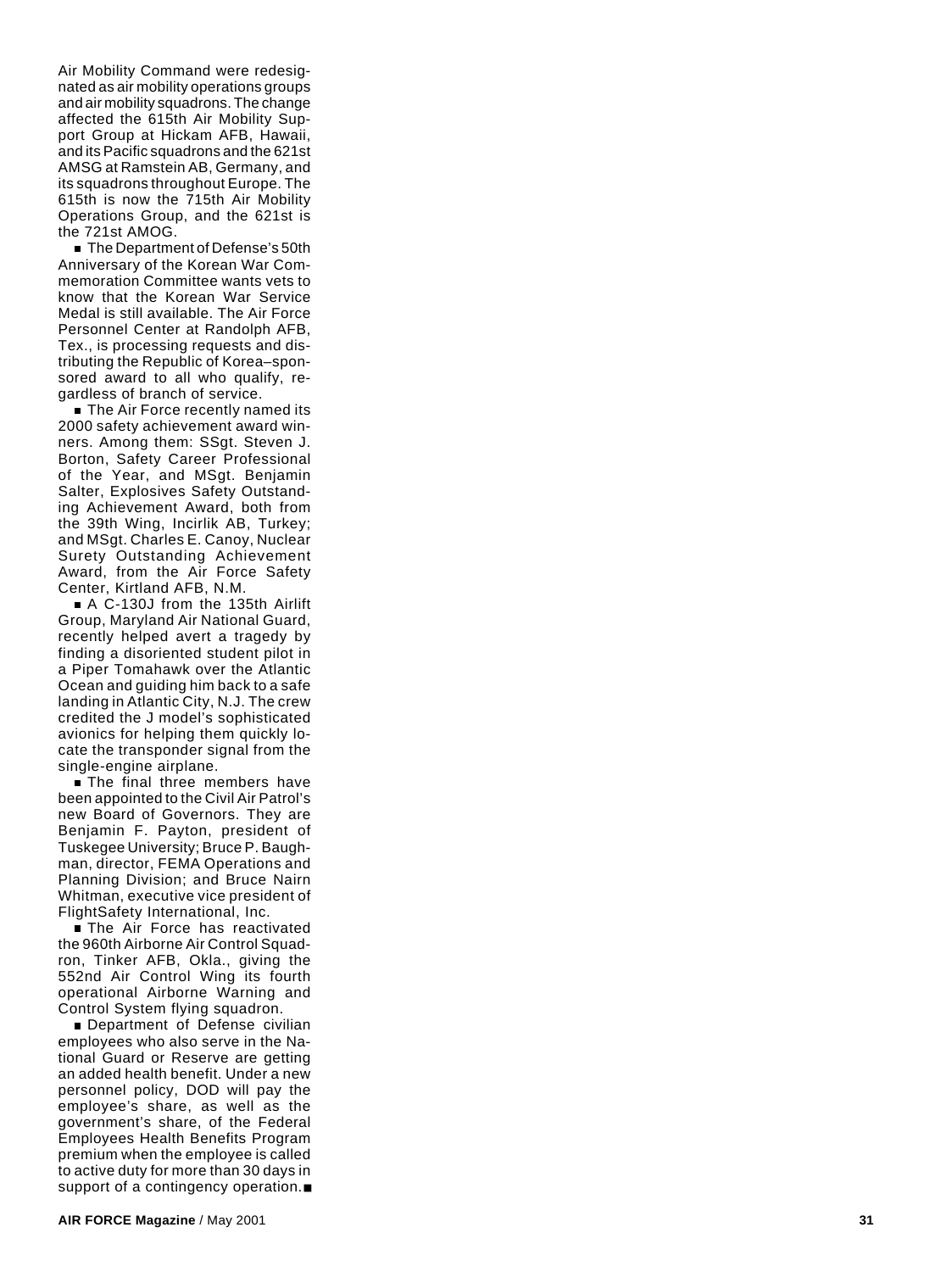Air Mobility Command were redesignated as air mobility operations groups and air mobility squadrons. The change affected the 615th Air Mobility Support Group at Hickam AFB, Hawaii, and its Pacific squadrons and the 621st AMSG at Ramstein AB, Germany, and its squadrons throughout Europe. The 615th is now the 715th Air Mobility Operations Group, and the 621st is the 721st AMOG.

■ The Department of Defense's 50th Anniversary of the Korean War Commemoration Committee wants vets to know that the Korean War Service Medal is still available. The Air Force Personnel Center at Randolph AFB, Tex., is processing requests and distributing the Republic of Korea–sponsored award to all who qualify, regardless of branch of service.

■ The Air Force recently named its 2000 safety achievement award winners. Among them: SSgt. Steven J. Borton, Safety Career Professional of the Year, and MSgt. Benjamin Salter, Explosives Safety Outstanding Achievement Award, both from the 39th Wing, Incirlik AB, Turkey; and MSgt. Charles E. Canoy, Nuclear Surety Outstanding Achievement Award, from the Air Force Safety Center, Kirtland AFB, N.M.

■ A C-130J from the 135th Airlift Group, Maryland Air National Guard, recently helped avert a tragedy by finding a disoriented student pilot in a Piper Tomahawk over the Atlantic Ocean and guiding him back to a safe landing in Atlantic City, N.J. The crew credited the J model's sophisticated avionics for helping them quickly locate the transponder signal from the single-engine airplane.

■ The final three members have been appointed to the Civil Air Patrol's new Board of Governors. They are Benjamin F. Payton, president of Tuskegee University; Bruce P. Baughman, director, FEMA Operations and Planning Division; and Bruce Nairn Whitman, executive vice president of FlightSafety International, Inc.

■ The Air Force has reactivated the 960th Airborne Air Control Squadron, Tinker AFB, Okla., giving the 552nd Air Control Wing its fourth operational Airborne Warning and Control System flying squadron.

■ Department of Defense civilian employees who also serve in the National Guard or Reserve are getting an added health benefit. Under a new personnel policy, DOD will pay the employee's share, as well as the government's share, of the Federal Employees Health Benefits Program premium when the employee is called to active duty for more than 30 days in support of a contingency operation. ■